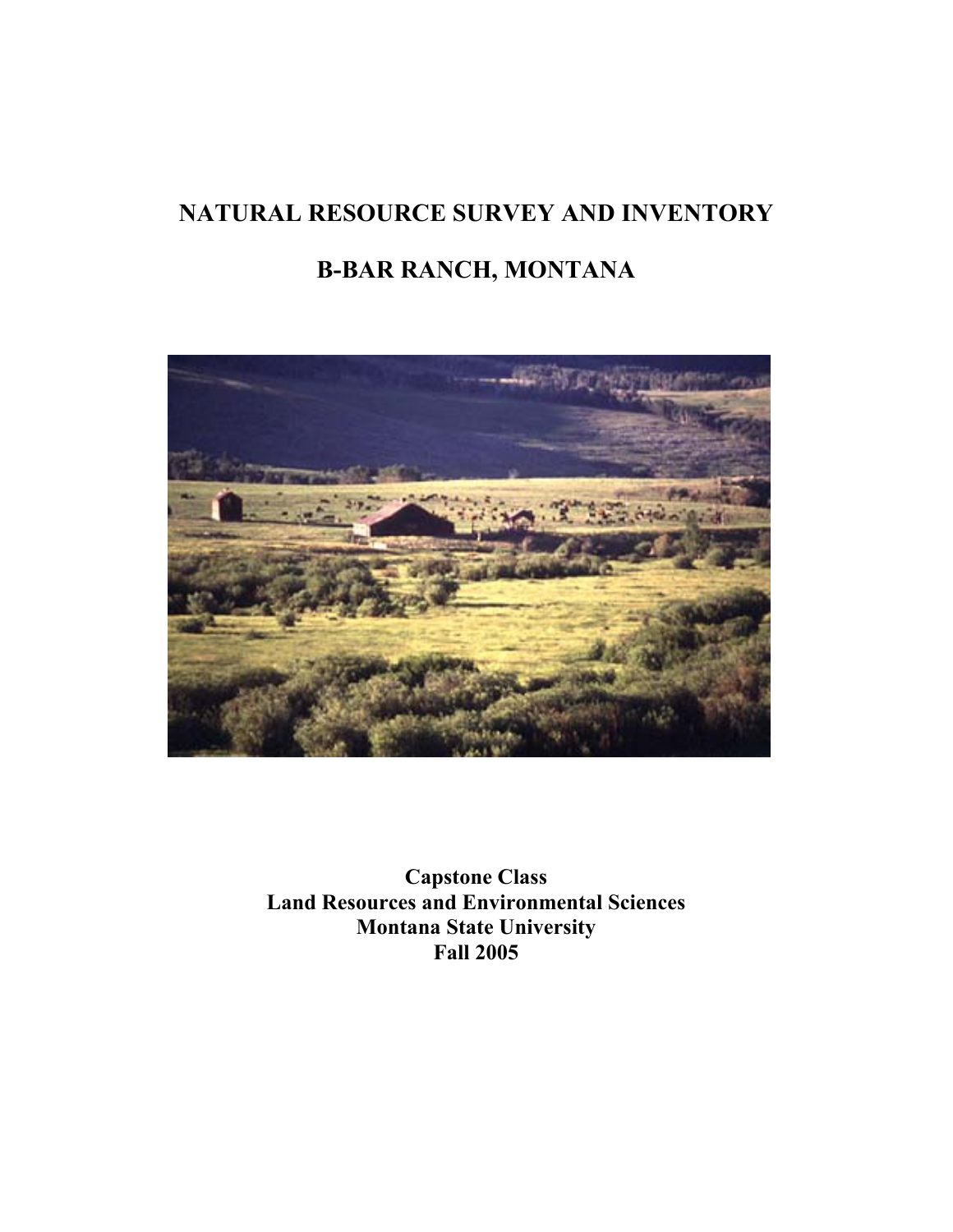# NATURAL RESOURCE SURVEY AND INVENTORY

# B-BAR RANCH, MONTANA

**Capstone Class**
**Land Resources and Environmental Sciences**
**Montana State University**
**Fall 2005**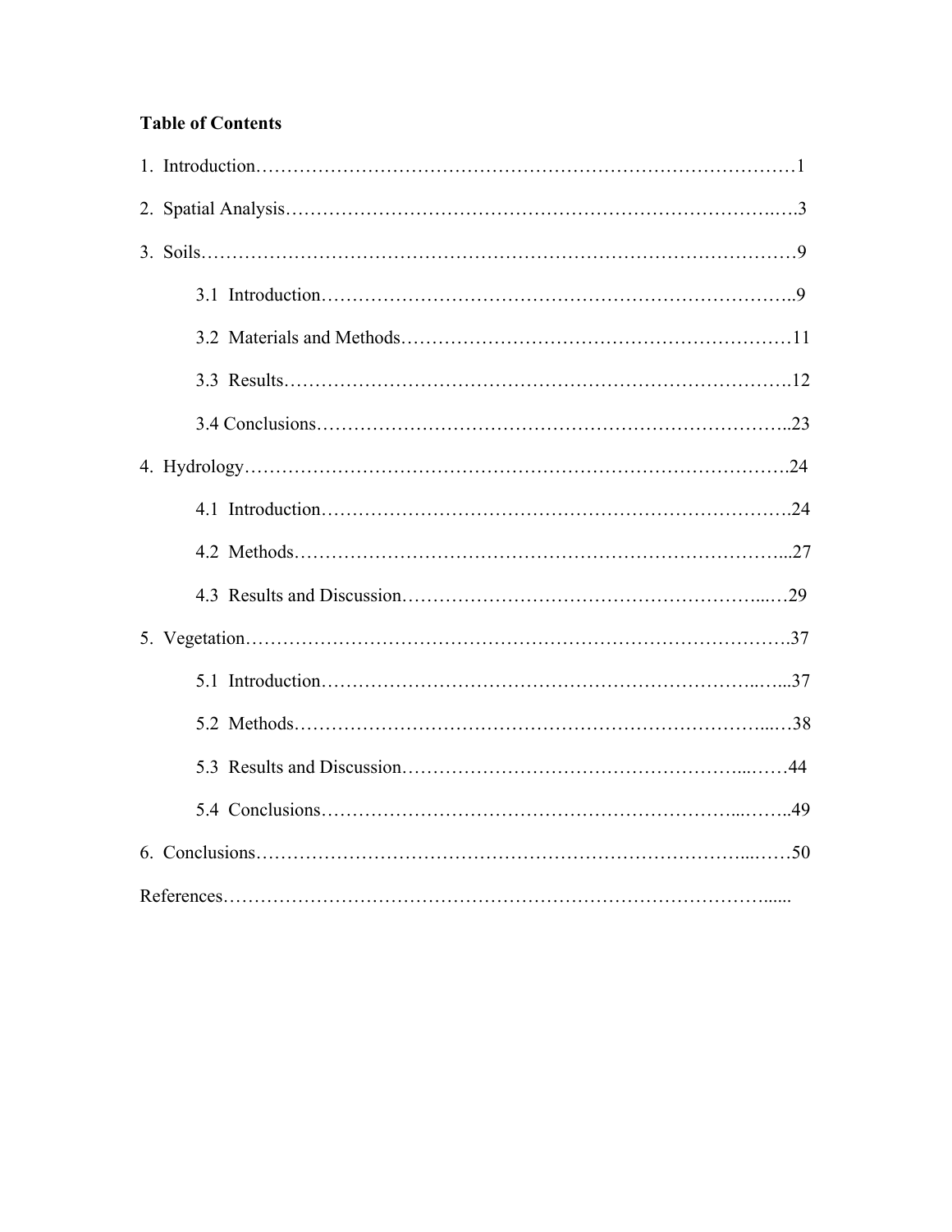**Table of Contents**

1. Introduction……………………………………………………………………………1

2. Spatial Analysis……………………………………………………………………….…3

3. Soils………………………………………………………………………………………9

 3.1 Introduction……………………………………………………………………..9

 3.2 Materials and Methods…………………………………………………………11

 3.3 Results…………………………………………………………………….12

 3.4 Conclusions……………………………………………………………………..23

4. Hydrology……………………………………………………………………………….24

 4.1 Introduction……………………………………………………………………….24

 4.2 Methods…………………………………………………………………………...27

 4.3 Results and Discussion……………………………………………………...…29

5. Vegetation……………………………………………………………………………….37

 5.1 Introduction……………………………………………………………..…...37

 5.2 Methods……………………………………………………………………...…38

 5.3 Results and Discussion……………………………………………...……44

 5.4 Conclusions……………………………………………………………...……..49

6. Conclusions………………………………………………………………………...……50

References……………………………………………………………………………......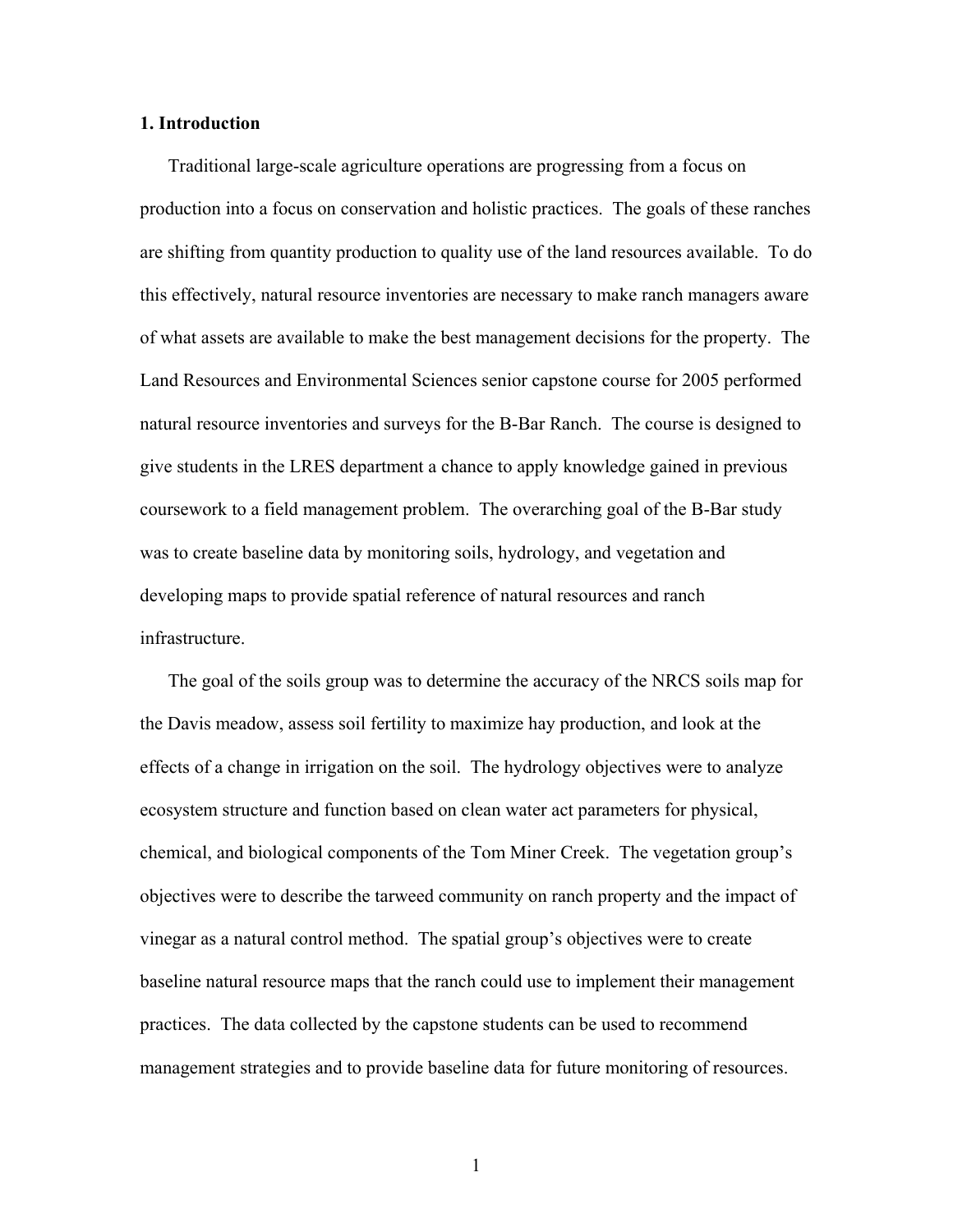# 1. Introduction

Traditional large-scale agriculture operations are progressing from a focus on production into a focus on conservation and holistic practices. The goals of these ranches are shifting from quantity production to quality use of the land resources available. To do this effectively, natural resource inventories are necessary to make ranch managers aware of what assets are available to make the best management decisions for the property. The Land Resources and Environmental Sciences senior capstone course for 2005 performed natural resource inventories and surveys for the B-Bar Ranch. The course is designed to give students in the LRES department a chance to apply knowledge gained in previous coursework to a field management problem. The overarching goal of the B-Bar study was to create baseline data by monitoring soils, hydrology, and vegetation and developing maps to provide spatial reference of natural resources and ranch infrastructure.

The goal of the soils group was to determine the accuracy of the NRCS soils map for the Davis meadow, assess soil fertility to maximize hay production, and look at the effects of a change in irrigation on the soil. The hydrology objectives were to analyze ecosystem structure and function based on clean water act parameters for physical, chemical, and biological components of the Tom Miner Creek. The vegetation group's objectives were to describe the tarweed community on ranch property and the impact of vinegar as a natural control method. The spatial group's objectives were to create baseline natural resource maps that the ranch could use to implement their management practices. The data collected by the capstone students can be used to recommend management strategies and to provide baseline data for future monitoring of resources.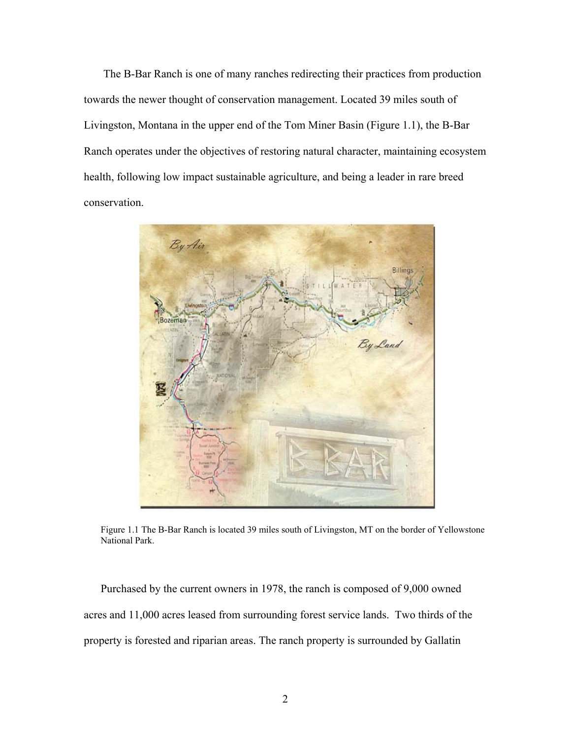The B-Bar Ranch is one of many ranches redirecting their practices from production towards the newer thought of conservation management. Located 39 miles south of Livingston, Montana in the upper end of the Tom Miner Basin (Figure 1.1), the B-Bar Ranch operates under the objectives of restoring natural character, maintaining ecosystem health, following low impact sustainable agriculture, and being a leader in rare breed conservation.

Figure 1.1 The B-Bar Ranch is located 39 miles south of Livingston, MT on the border of Yellowstone National Park.

Purchased by the current owners in 1978, the ranch is composed of 9,000 owned acres and 11,000 acres leased from surrounding forest service lands. Two thirds of the property is forested and riparian areas. The ranch property is surrounded by Gallatin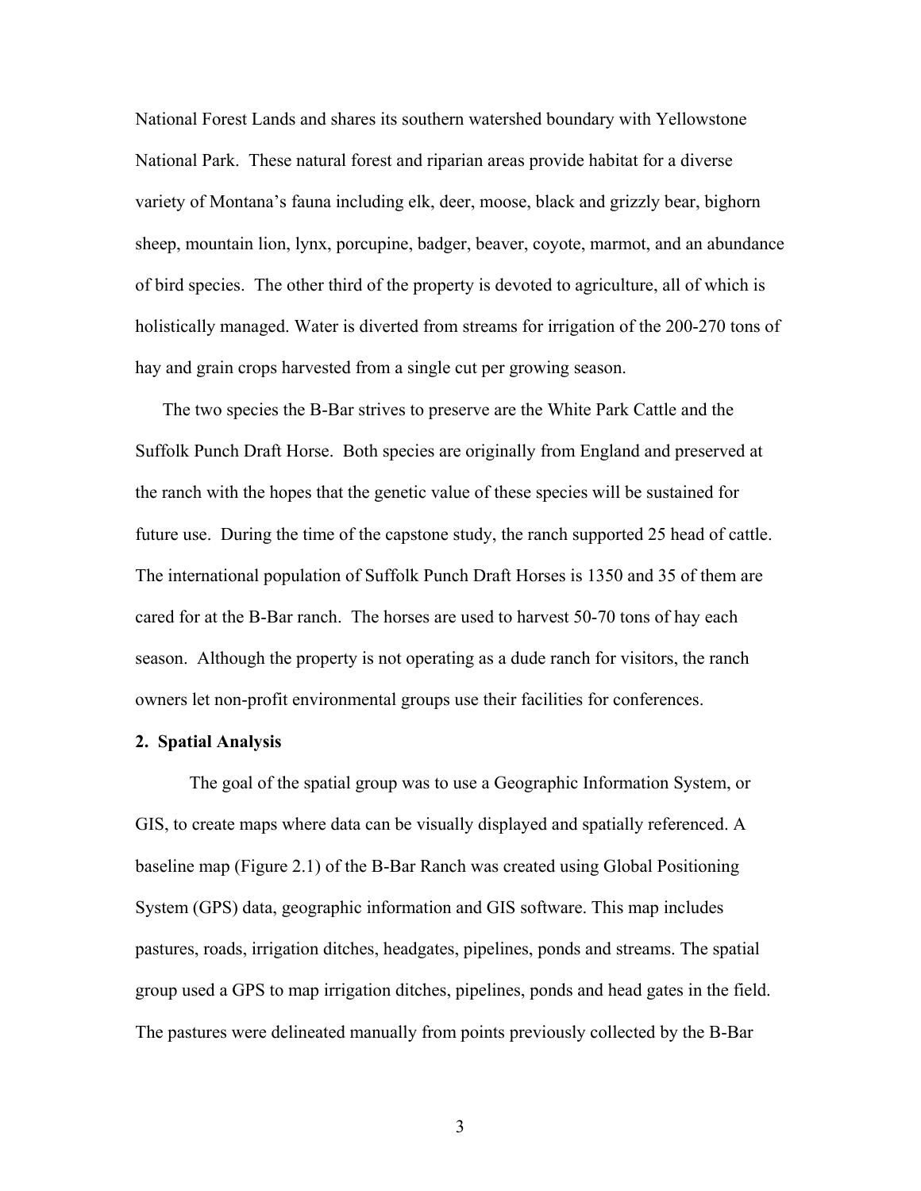National Forest Lands and shares its southern watershed boundary with Yellowstone National Park. These natural forest and riparian areas provide habitat for a diverse variety of Montana's fauna including elk, deer, moose, black and grizzly bear, bighorn sheep, mountain lion, lynx, porcupine, badger, beaver, coyote, marmot, and an abundance of bird species. The other third of the property is devoted to agriculture, all of which is holistically managed. Water is diverted from streams for irrigation of the 200-270 tons of hay and grain crops harvested from a single cut per growing season.

The two species the B-Bar strives to preserve are the White Park Cattle and the Suffolk Punch Draft Horse. Both species are originally from England and preserved at the ranch with the hopes that the genetic value of these species will be sustained for future use. During the time of the capstone study, the ranch supported 25 head of cattle. The international population of Suffolk Punch Draft Horses is 1350 and 35 of them are cared for at the B-Bar ranch. The horses are used to harvest 50-70 tons of hay each season. Although the property is not operating as a dude ranch for visitors, the ranch owners let non-profit environmental groups use their facilities for conferences.

## 2. Spatial Analysis

The goal of the spatial group was to use a Geographic Information System, or GIS, to create maps where data can be visually displayed and spatially referenced. A baseline map (Figure 2.1) of the B-Bar Ranch was created using Global Positioning System (GPS) data, geographic information and GIS software. This map includes pastures, roads, irrigation ditches, headgates, pipelines, ponds and streams. The spatial group used a GPS to map irrigation ditches, pipelines, ponds and head gates in the field. The pastures were delineated manually from points previously collected by the B-Bar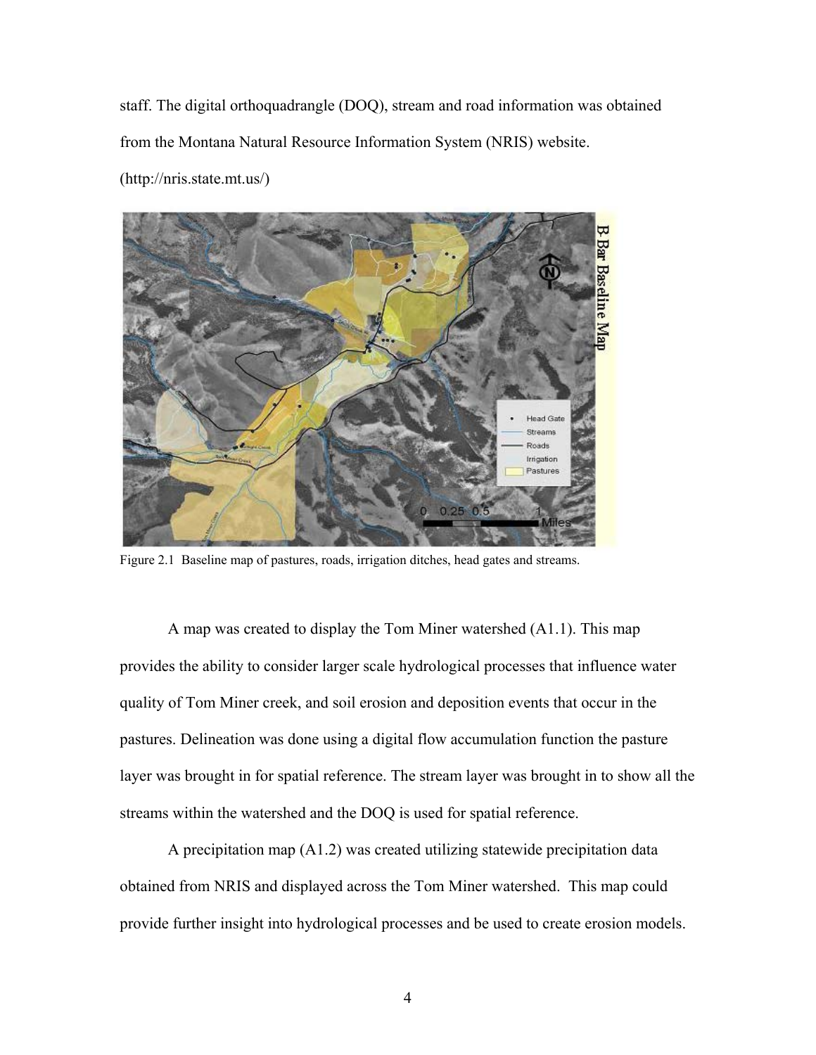staff. The digital orthoquadrangle (DOQ), stream and road information was obtained from the Montana Natural Resource Information System (NRIS) website. (http://nris.state.mt.us/)

Figure 2.1 Baseline map of pastures, roads, irrigation ditches, head gates and streams.

A map was created to display the Tom Miner watershed (A1.1). This map provides the ability to consider larger scale hydrological processes that influence water quality of Tom Miner creek, and soil erosion and deposition events that occur in the pastures. Delineation was done using a digital flow accumulation function the pasture layer was brought in for spatial reference. The stream layer was brought in to show all the streams within the watershed and the DOQ is used for spatial reference.

A precipitation map (A1.2) was created utilizing statewide precipitation data obtained from NRIS and displayed across the Tom Miner watershed. This map could provide further insight into hydrological processes and be used to create erosion models.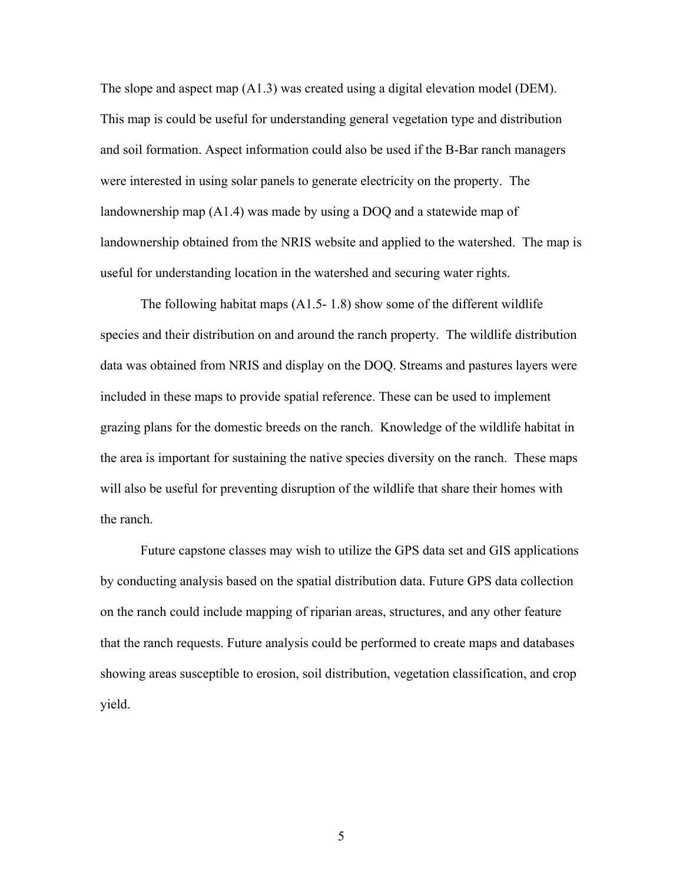The slope and aspect map (A1.3) was created using a digital elevation model (DEM). This map is could be useful for understanding general vegetation type and distribution and soil formation. Aspect information could also be used if the B-Bar ranch managers were interested in using solar panels to generate electricity on the property.  The landownership map (A1.4) was made by using a DOQ and a statewide map of landownership obtained from the NRIS website and applied to the watershed.  The map is useful for understanding location in the watershed and securing water rights.

The following habitat maps (A1.5- 1.8) show some of the different wildlife species and their distribution on and around the ranch property.  The wildlife distribution data was obtained from NRIS and display on the DOQ. Streams and pastures layers were included in these maps to provide spatial reference. These can be used to implement grazing plans for the domestic breeds on the ranch.  Knowledge of the wildlife habitat in the area is important for sustaining the native species diversity on the ranch.  These maps will also be useful for preventing disruption of the wildlife that share their homes with the ranch.

Future capstone classes may wish to utilize the GPS data set and GIS applications by conducting analysis based on the spatial distribution data. Future GPS data collection on the ranch could include mapping of riparian areas, structures, and any other feature that the ranch requests. Future analysis could be performed to create maps and databases showing areas susceptible to erosion, soil distribution, vegetation classification, and crop yield.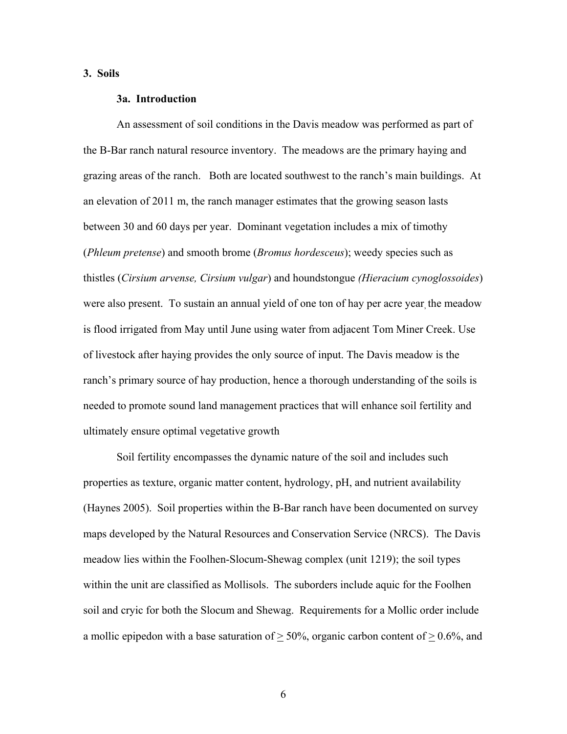## 3. Soils

### 3a. Introduction

An assessment of soil conditions in the Davis meadow was performed as part of the B-Bar ranch natural resource inventory. The meadows are the primary haying and grazing areas of the ranch. Both are located southwest to the ranch's main buildings. At an elevation of 2011 m, the ranch manager estimates that the growing season lasts between 30 and 60 days per year. Dominant vegetation includes a mix of timothy (*Phleum pretense*) and smooth brome (*Bromus hordesceus*); weedy species such as thistles (*Cirsium arvense, Cirsium vulgar*) and houndstongue *(Hieracium cynoglossoides*) were also present. To sustain an annual yield of one ton of hay per acre year, the meadow is flood irrigated from May until June using water from adjacent Tom Miner Creek. Use of livestock after haying provides the only source of input. The Davis meadow is the ranch's primary source of hay production, hence a thorough understanding of the soils is needed to promote sound land management practices that will enhance soil fertility and ultimately ensure optimal vegetative growth

Soil fertility encompasses the dynamic nature of the soil and includes such properties as texture, organic matter content, hydrology, pH, and nutrient availability (Haynes 2005). Soil properties within the B-Bar ranch have been documented on survey maps developed by the Natural Resources and Conservation Service (NRCS). The Davis meadow lies within the Foolhen-Slocum-Shewag complex (unit 1219); the soil types within the unit are classified as Mollisols. The suborders include aquic for the Foolhen soil and cryic for both the Slocum and Shewag. Requirements for a Mollic order include a mollic epipedon with a base saturation of $\geq$ 50%, organic carbon content of $\geq$ 0.6%, and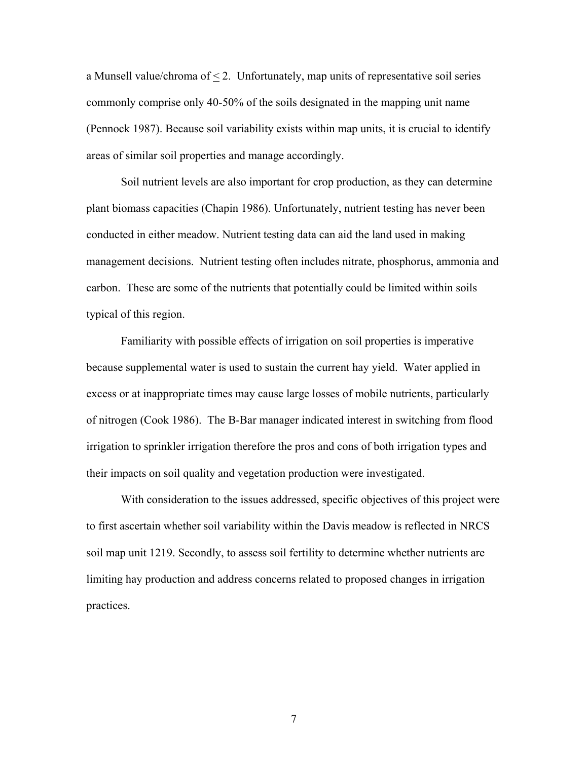a Munsell value/chroma of $\leq 2$. Unfortunately, map units of representative soil series commonly comprise only 40-50% of the soils designated in the mapping unit name (Pennock 1987). Because soil variability exists within map units, it is crucial to identify areas of similar soil properties and manage accordingly.

Soil nutrient levels are also important for crop production, as they can determine plant biomass capacities (Chapin 1986). Unfortunately, nutrient testing has never been conducted in either meadow. Nutrient testing data can aid the land used in making management decisions. Nutrient testing often includes nitrate, phosphorus, ammonia and carbon. These are some of the nutrients that potentially could be limited within soils typical of this region.

Familiarity with possible effects of irrigation on soil properties is imperative because supplemental water is used to sustain the current hay yield. Water applied in excess or at inappropriate times may cause large losses of mobile nutrients, particularly of nitrogen (Cook 1986). The B-Bar manager indicated interest in switching from flood irrigation to sprinkler irrigation therefore the pros and cons of both irrigation types and their impacts on soil quality and vegetation production were investigated.

With consideration to the issues addressed, specific objectives of this project were to first ascertain whether soil variability within the Davis meadow is reflected in NRCS soil map unit 1219. Secondly, to assess soil fertility to determine whether nutrients are limiting hay production and address concerns related to proposed changes in irrigation practices.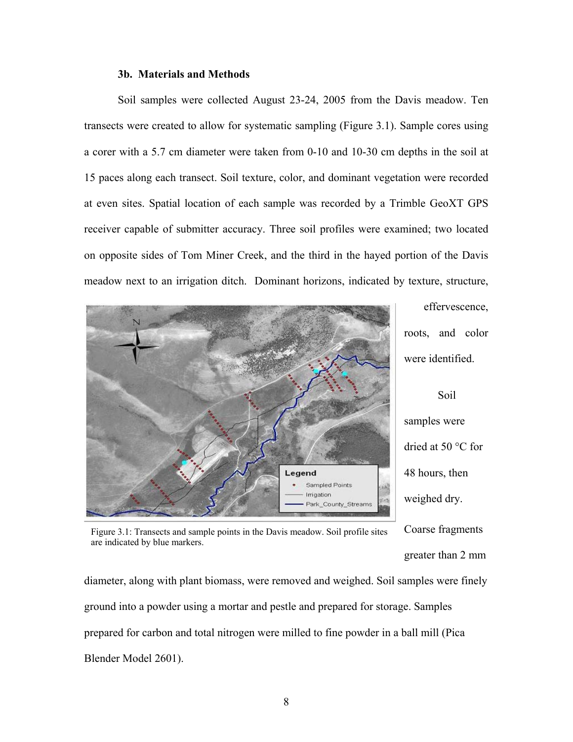### 3b. Materials and Methods

Soil samples were collected August 23-24, 2005 from the Davis meadow. Ten transects were created to allow for systematic sampling (Figure 3.1). Sample cores using a corer with a 5.7 cm diameter were taken from 0-10 and 10-30 cm depths in the soil at 15 paces along each transect. Soil texture, color, and dominant vegetation were recorded at even sites. Spatial location of each sample was recorded by a Trimble GeoXT GPS receiver capable of submitter accuracy. Three soil profiles were examined; two located on opposite sides of Tom Miner Creek, and the third in the hayed portion of the Davis meadow next to an irrigation ditch. Dominant horizons, indicated by texture, structure, effervescence, roots, and color were identified.

Figure 3.1: Transects and sample points in the Davis meadow. Soil profile sites are indicated by blue markers.

Soil samples were dried at 50 °C for 48 hours, then weighed dry. Coarse fragments greater than 2 mm diameter, along with plant biomass, were removed and weighed. Soil samples were finely ground into a powder using a mortar and pestle and prepared for storage. Samples prepared for carbon and total nitrogen were milled to fine powder in a ball mill (Pica Blender Model 2601).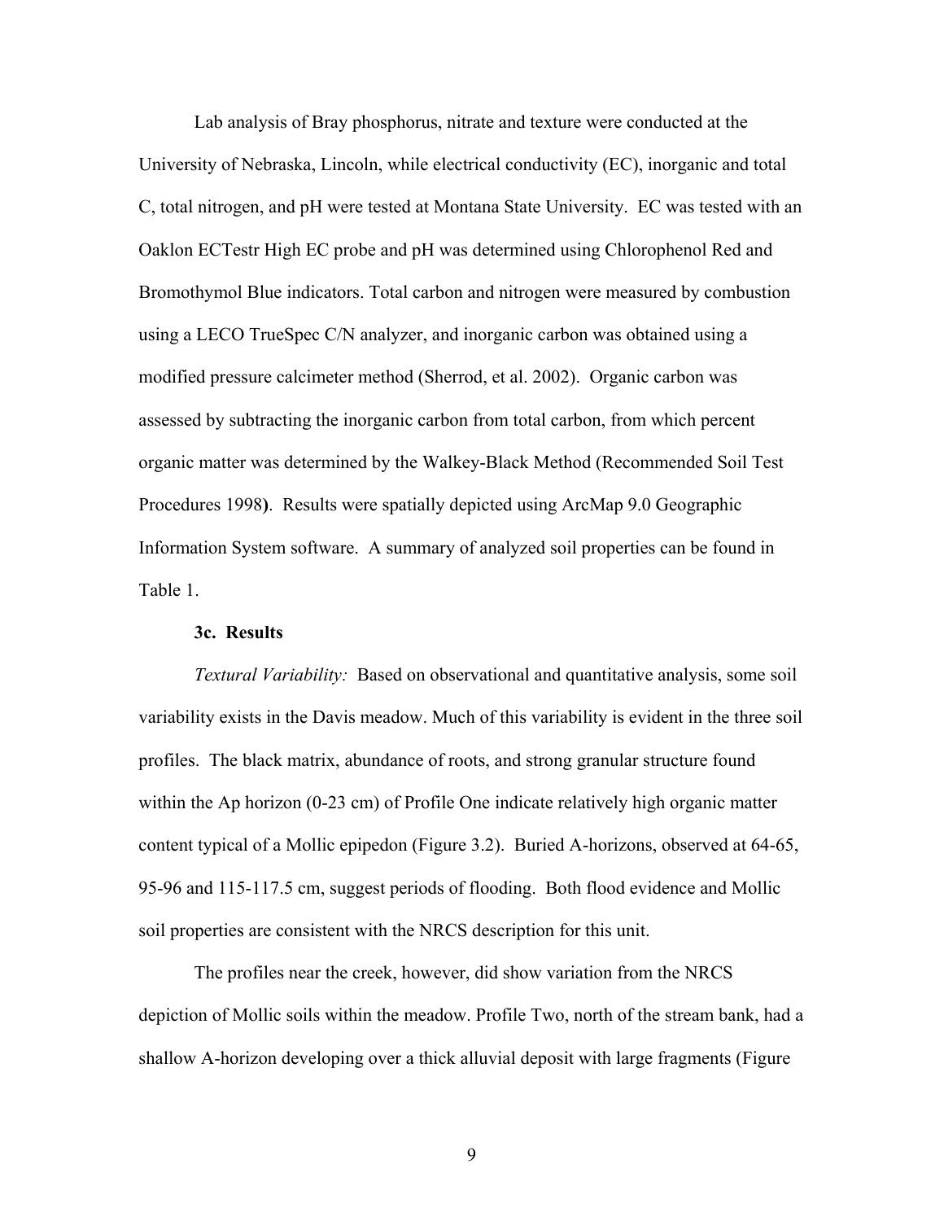Lab analysis of Bray phosphorus, nitrate and texture were conducted at the University of Nebraska, Lincoln, while electrical conductivity (EC), inorganic and total C, total nitrogen, and pH were tested at Montana State University. EC was tested with an Oaklon ECTestr High EC probe and pH was determined using Chlorophenol Red and Bromothymol Blue indicators. Total carbon and nitrogen were measured by combustion using a LECO TrueSpec C/N analyzer, and inorganic carbon was obtained using a modified pressure calcimeter method (Sherrod, et al. 2002). Organic carbon was assessed by subtracting the inorganic carbon from total carbon, from which percent organic matter was determined by the Walkey-Black Method (Recommended Soil Test Procedures 1998). Results were spatially depicted using ArcMap 9.0 Geographic Information System software. A summary of analyzed soil properties can be found in Table 1.

### 3c. Results

*Textural Variability:* Based on observational and quantitative analysis, some soil variability exists in the Davis meadow. Much of this variability is evident in the three soil profiles. The black matrix, abundance of roots, and strong granular structure found within the Ap horizon (0-23 cm) of Profile One indicate relatively high organic matter content typical of a Mollic epipedon (Figure 3.2). Buried A-horizons, observed at 64-65, 95-96 and 115-117.5 cm, suggest periods of flooding. Both flood evidence and Mollic soil properties are consistent with the NRCS description for this unit.

The profiles near the creek, however, did show variation from the NRCS depiction of Mollic soils within the meadow. Profile Two, north of the stream bank, had a shallow A-horizon developing over a thick alluvial deposit with large fragments (Figure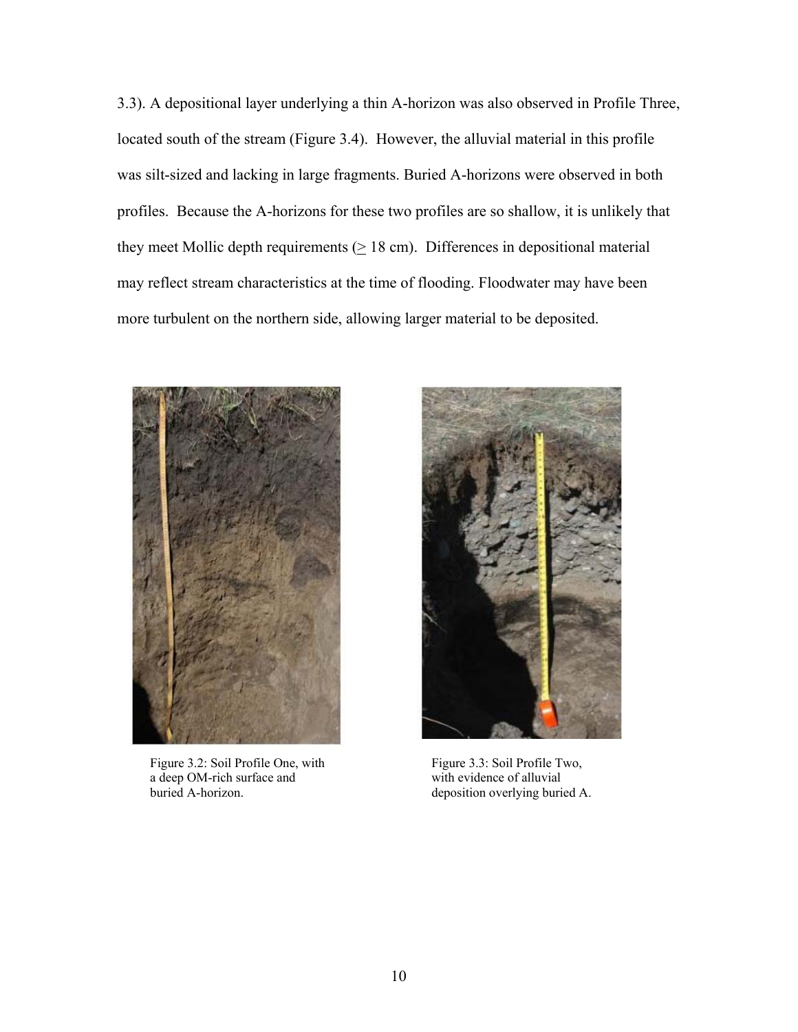3.3). A depositional layer underlying a thin A-horizon was also observed in Profile Three, located south of the stream (Figure 3.4). However, the alluvial material in this profile was silt-sized and lacking in large fragments. Buried A-horizons were observed in both profiles. Because the A-horizons for these two profiles are so shallow, it is unlikely that they meet Mollic depth requirements ($\geq$ 18 cm). Differences in depositional material may reflect stream characteristics at the time of flooding. Floodwater may have been more turbulent on the northern side, allowing larger material to be deposited.

Figure 3.2: Soil Profile One, with a deep OM-rich surface and buried A-horizon.

Figure 3.3: Soil Profile Two, with evidence of alluvial deposition overlying buried A.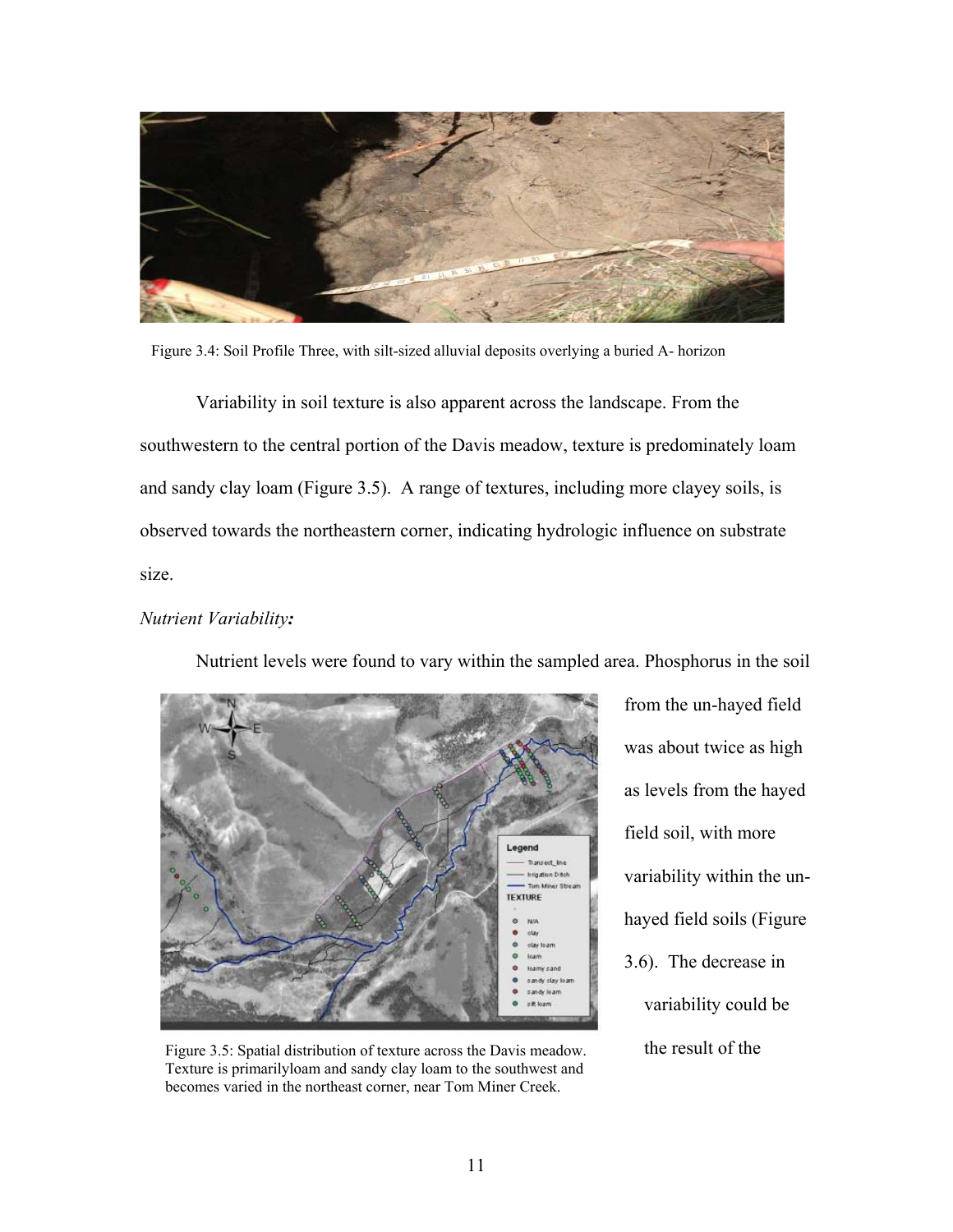Figure 3.4: Soil Profile Three, with silt-sized alluvial deposits overlying a buried A- horizon

Variability in soil texture is also apparent across the landscape. From the southwestern to the central portion of the Davis meadow, texture is predominately loam and sandy clay loam (Figure 3.5). A range of textures, including more clayey soils, is observed towards the northeastern corner, indicating hydrologic influence on substrate size.

*Nutrient Variability:*

Nutrient levels were found to vary within the sampled area. Phosphorus in the soil from the un-hayed field was about twice as high as levels from the hayed field soil, with more variability within the un-hayed field soils (Figure 3.6). The decrease in variability could be the result of the

Figure 3.5: Spatial distribution of texture across the Davis meadow. Texture is primarilyloam and sandy clay loam to the southwest and becomes varied in the northeast corner, near Tom Miner Creek.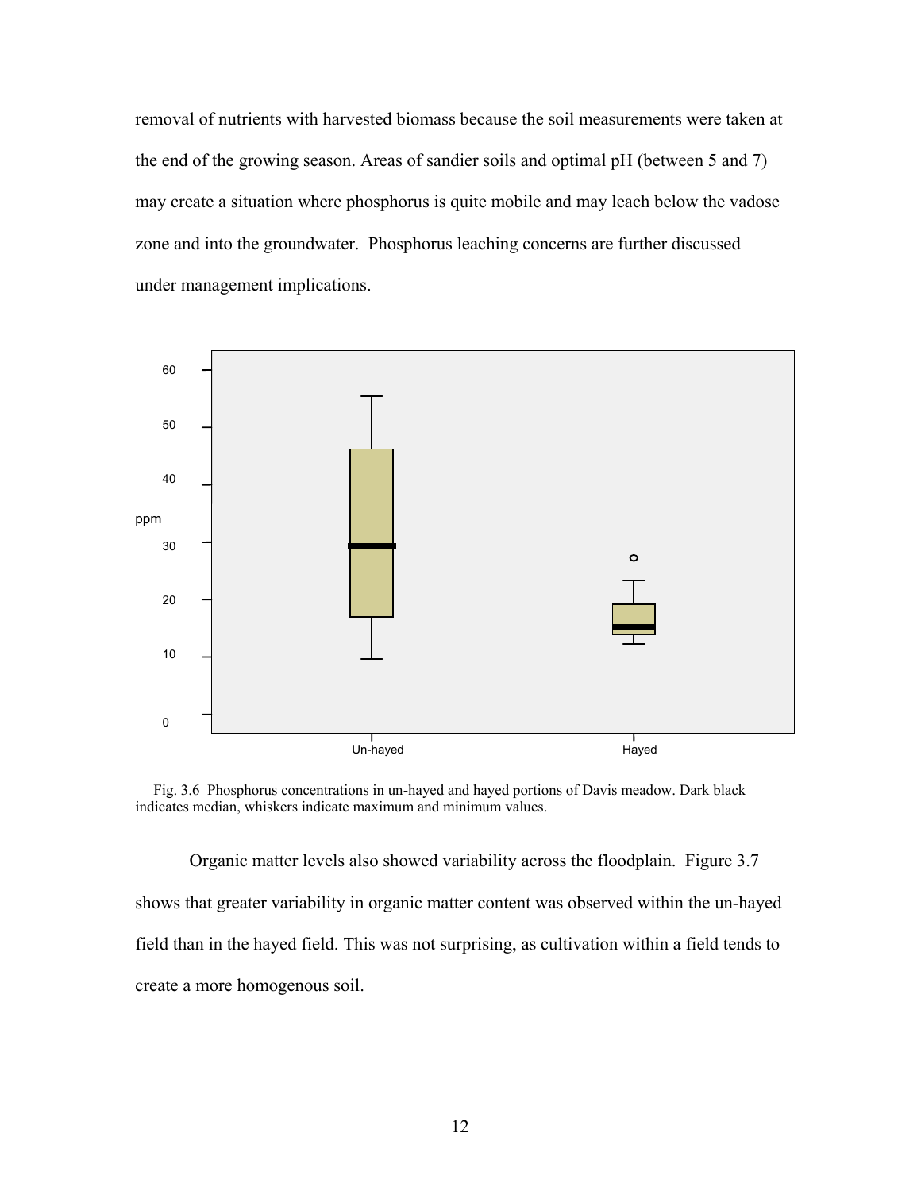removal of nutrients with harvested biomass because the soil measurements were taken at the end of the growing season. Areas of sandier soils and optimal pH (between 5 and 7) may create a situation where phosphorus is quite mobile and may leach below the vadose zone and into the groundwater. Phosphorus leaching concerns are further discussed under management implications.

Fig. 3.6 Phosphorus concentrations in un-hayed and hayed portions of Davis meadow. Dark black indicates median, whiskers indicate maximum and minimum values.

Organic matter levels also showed variability across the floodplain. Figure 3.7 shows that greater variability in organic matter content was observed within the un-hayed field than in the hayed field. This was not surprising, as cultivation within a field tends to create a more homogenous soil.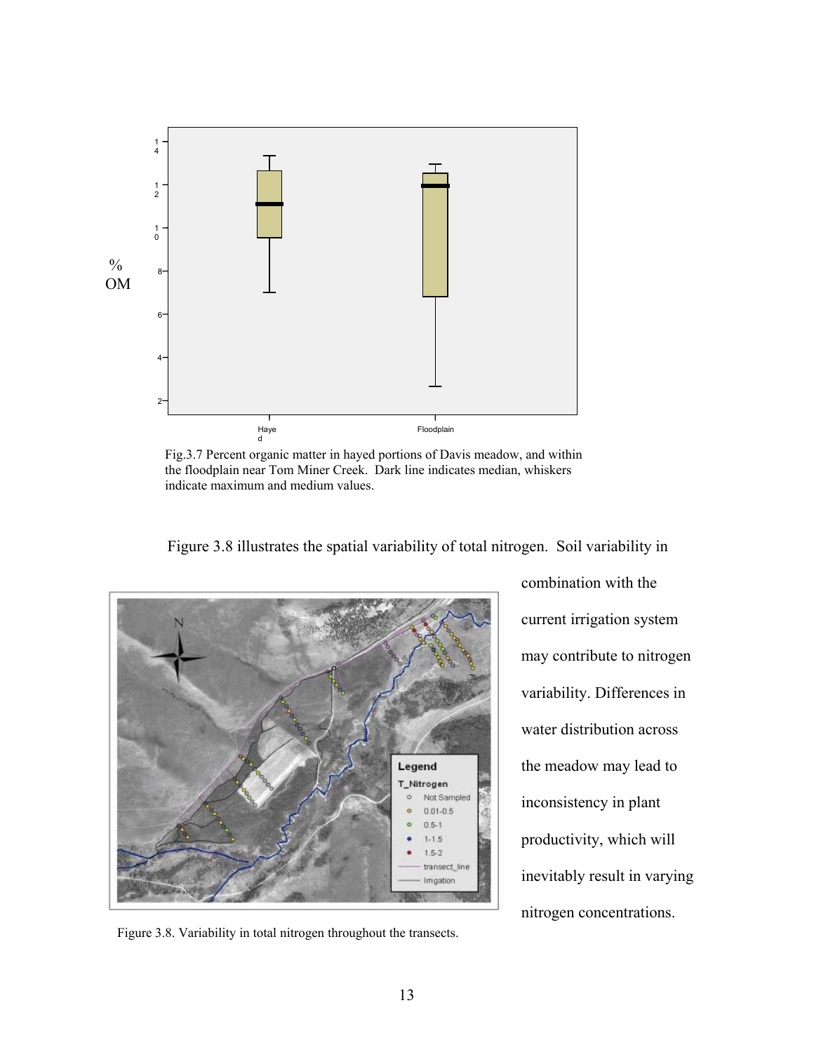Fig.3.7 Percent organic matter in hayed portions of Davis meadow, and within the floodplain near Tom Miner Creek. Dark line indicates median, whiskers indicate maximum and medium values.

Figure 3.8 illustrates the spatial variability of total nitrogen. Soil variability in combination with the current irrigation system may contribute to nitrogen variability. Differences in water distribution across the meadow may lead to inconsistency in plant productivity, which will inevitably result in varying nitrogen concentrations.

Figure 3.8. Variability in total nitrogen throughout the transects.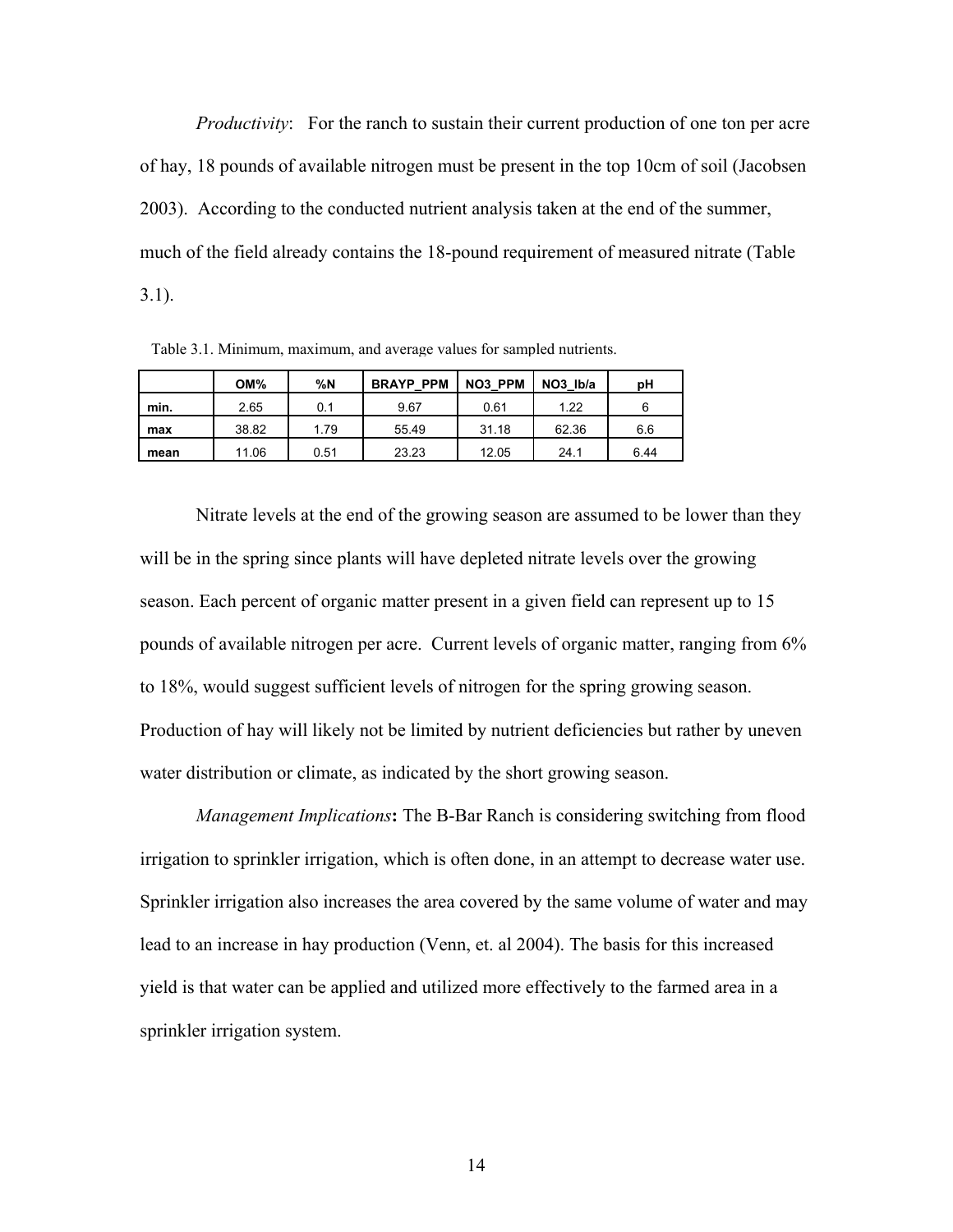*Productivity*: For the ranch to sustain their current production of one ton per acre of hay, 18 pounds of available nitrogen must be present in the top 10cm of soil (Jacobsen 2003). According to the conducted nutrient analysis taken at the end of the summer, much of the field already contains the 18-pound requirement of measured nitrate (Table 3.1).

Table 3.1. Minimum, maximum, and average values for sampled nutrients.

| | OM% | %N | BRAYP_PPM | NO3_PPM | NO3_lb/a | pH |
|---|---|---|---|---|---|---|
| min. | 2.65 | 0.1 | 9.67 | 0.61 | 1.22 | 6 |
| max | 38.82 | 1.79 | 55.49 | 31.18 | 62.36 | 6.6 |
| mean | 11.06 | 0.51 | 23.23 | 12.05 | 24.1 | 6.44 |

Nitrate levels at the end of the growing season are assumed to be lower than they will be in the spring since plants will have depleted nitrate levels over the growing season. Each percent of organic matter present in a given field can represent up to 15 pounds of available nitrogen per acre. Current levels of organic matter, ranging from 6% to 18%, would suggest sufficient levels of nitrogen for the spring growing season. Production of hay will likely not be limited by nutrient deficiencies but rather by uneven water distribution or climate, as indicated by the short growing season.

*Management Implications*: The B-Bar Ranch is considering switching from flood irrigation to sprinkler irrigation, which is often done, in an attempt to decrease water use. Sprinkler irrigation also increases the area covered by the same volume of water and may lead to an increase in hay production (Venn, et. al 2004). The basis for this increased yield is that water can be applied and utilized more effectively to the farmed area in a sprinkler irrigation system.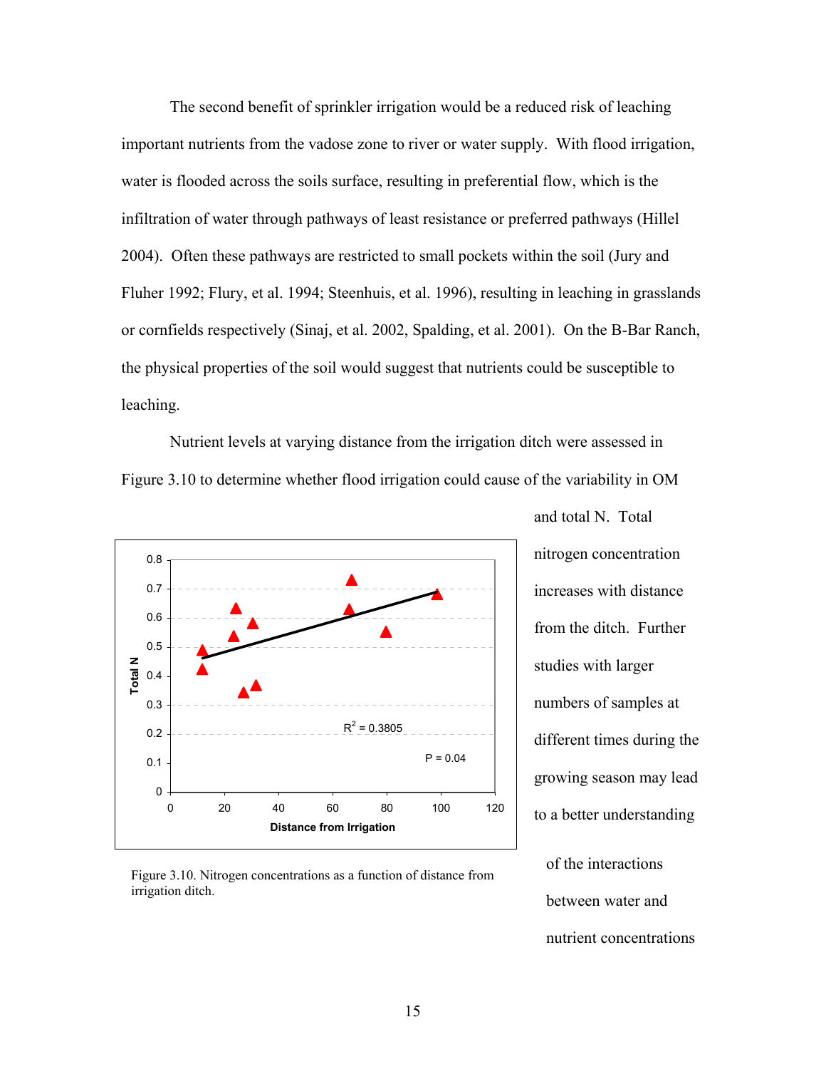The second benefit of sprinkler irrigation would be a reduced risk of leaching important nutrients from the vadose zone to river or water supply. With flood irrigation, water is flooded across the soils surface, resulting in preferential flow, which is the infiltration of water through pathways of least resistance or preferred pathways (Hillel 2004). Often these pathways are restricted to small pockets within the soil (Jury and Fluher 1992; Flury, et al. 1994; Steenhuis, et al. 1996), resulting in leaching in grasslands or cornfields respectively (Sinaj, et al. 2002, Spalding, et al. 2001). On the B-Bar Ranch, the physical properties of the soil would suggest that nutrients could be susceptible to leaching.

Nutrient levels at varying distance from the irrigation ditch were assessed in Figure 3.10 to determine whether flood irrigation could cause of the variability in OM and total N. Total nitrogen concentration increases with distance from the ditch. Further studies with larger numbers of samples at different times during the growing season may lead to a better understanding of the interactions between water and nutrient concentrations

Figure 3.10. Nitrogen concentrations as a function of distance from irrigation ditch.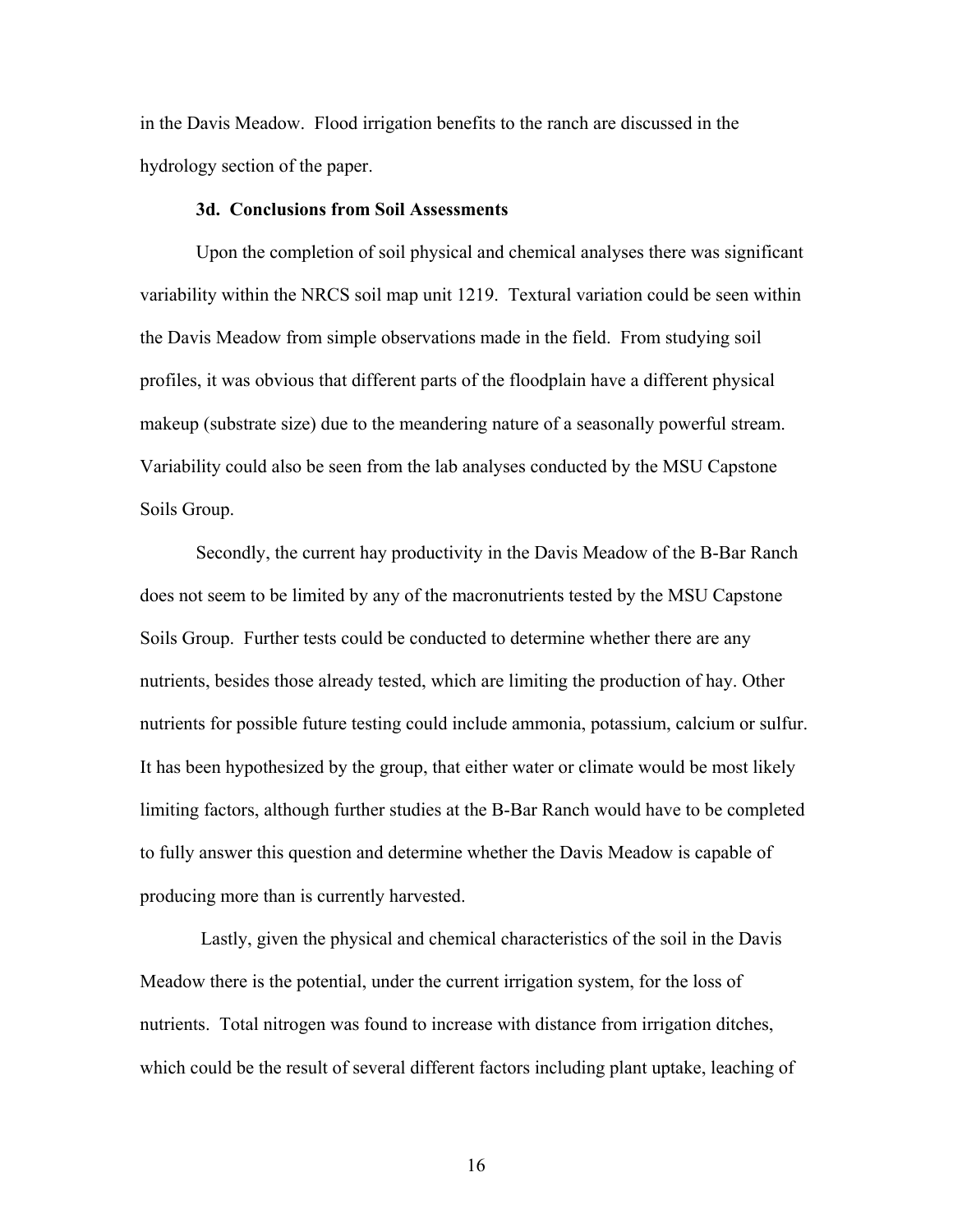in the Davis Meadow. Flood irrigation benefits to the ranch are discussed in the hydrology section of the paper.

### 3d. Conclusions from Soil Assessments

Upon the completion of soil physical and chemical analyses there was significant variability within the NRCS soil map unit 1219. Textural variation could be seen within the Davis Meadow from simple observations made in the field. From studying soil profiles, it was obvious that different parts of the floodplain have a different physical makeup (substrate size) due to the meandering nature of a seasonally powerful stream. Variability could also be seen from the lab analyses conducted by the MSU Capstone Soils Group.

Secondly, the current hay productivity in the Davis Meadow of the B-Bar Ranch does not seem to be limited by any of the macronutrients tested by the MSU Capstone Soils Group. Further tests could be conducted to determine whether there are any nutrients, besides those already tested, which are limiting the production of hay. Other nutrients for possible future testing could include ammonia, potassium, calcium or sulfur. It has been hypothesized by the group, that either water or climate would be most likely limiting factors, although further studies at the B-Bar Ranch would have to be completed to fully answer this question and determine whether the Davis Meadow is capable of producing more than is currently harvested.

Lastly, given the physical and chemical characteristics of the soil in the Davis Meadow there is the potential, under the current irrigation system, for the loss of nutrients. Total nitrogen was found to increase with distance from irrigation ditches, which could be the result of several different factors including plant uptake, leaching of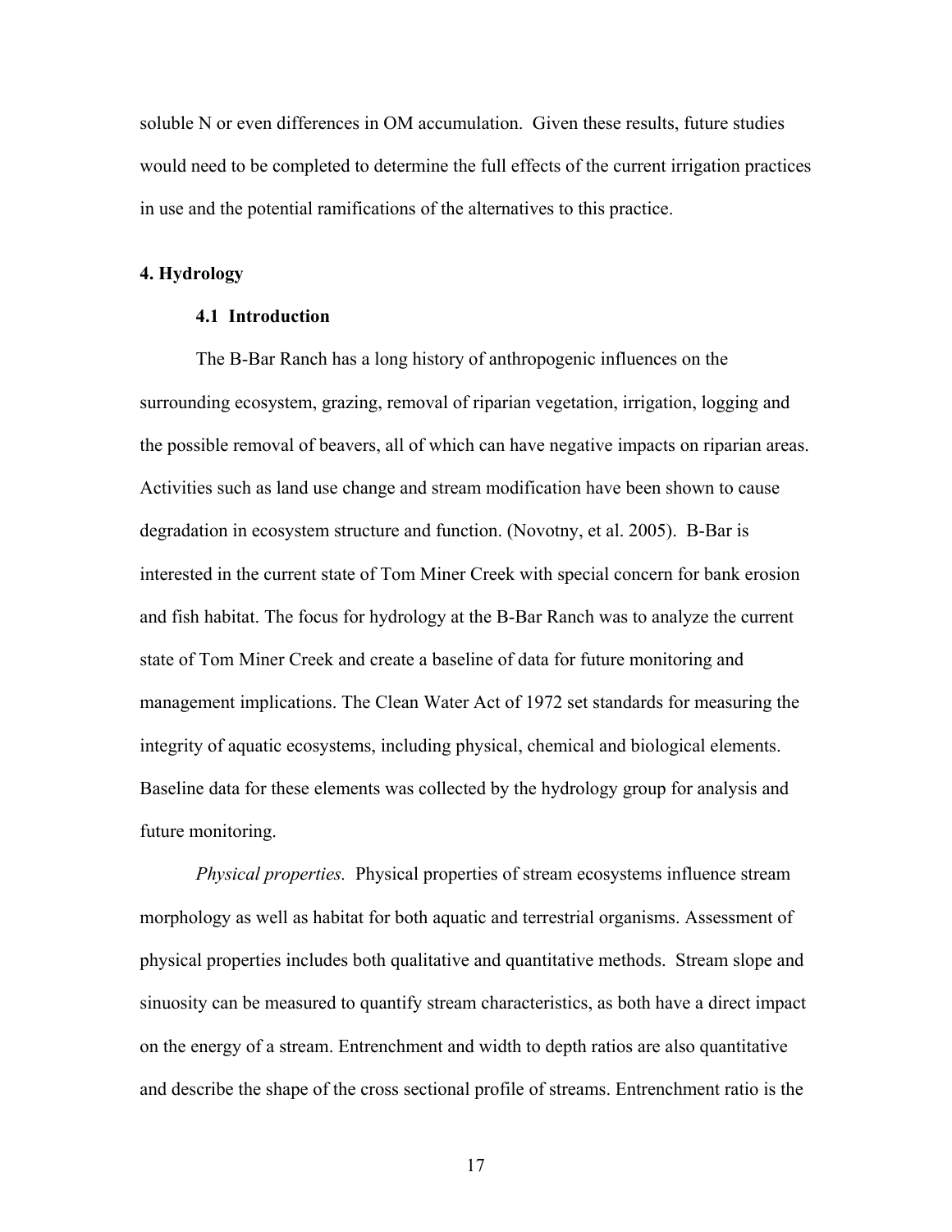soluble N or even differences in OM accumulation. Given these results, future studies would need to be completed to determine the full effects of the current irrigation practices in use and the potential ramifications of the alternatives to this practice.

## 4. Hydrology

### 4.1 Introduction

The B-Bar Ranch has a long history of anthropogenic influences on the surrounding ecosystem, grazing, removal of riparian vegetation, irrigation, logging and the possible removal of beavers, all of which can have negative impacts on riparian areas. Activities such as land use change and stream modification have been shown to cause degradation in ecosystem structure and function. (Novotny, et al. 2005). B-Bar is interested in the current state of Tom Miner Creek with special concern for bank erosion and fish habitat. The focus for hydrology at the B-Bar Ranch was to analyze the current state of Tom Miner Creek and create a baseline of data for future monitoring and management implications. The Clean Water Act of 1972 set standards for measuring the integrity of aquatic ecosystems, including physical, chemical and biological elements. Baseline data for these elements was collected by the hydrology group for analysis and future monitoring.

*Physical properties.* Physical properties of stream ecosystems influence stream morphology as well as habitat for both aquatic and terrestrial organisms. Assessment of physical properties includes both qualitative and quantitative methods. Stream slope and sinuosity can be measured to quantify stream characteristics, as both have a direct impact on the energy of a stream. Entrenchment and width to depth ratios are also quantitative and describe the shape of the cross sectional profile of streams. Entrenchment ratio is the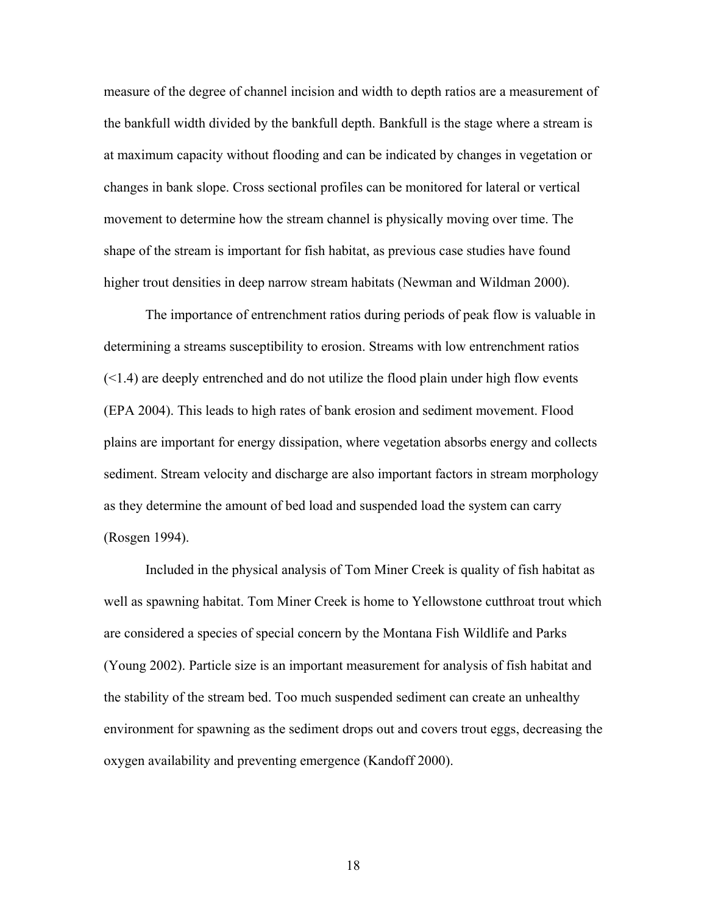measure of the degree of channel incision and width to depth ratios are a measurement of the bankfull width divided by the bankfull depth. Bankfull is the stage where a stream is at maximum capacity without flooding and can be indicated by changes in vegetation or changes in bank slope. Cross sectional profiles can be monitored for lateral or vertical movement to determine how the stream channel is physically moving over time. The shape of the stream is important for fish habitat, as previous case studies have found higher trout densities in deep narrow stream habitats (Newman and Wildman 2000).

The importance of entrenchment ratios during periods of peak flow is valuable in determining a streams susceptibility to erosion. Streams with low entrenchment ratios (<1.4) are deeply entrenched and do not utilize the flood plain under high flow events (EPA 2004). This leads to high rates of bank erosion and sediment movement. Flood plains are important for energy dissipation, where vegetation absorbs energy and collects sediment. Stream velocity and discharge are also important factors in stream morphology as they determine the amount of bed load and suspended load the system can carry (Rosgen 1994).

Included in the physical analysis of Tom Miner Creek is quality of fish habitat as well as spawning habitat. Tom Miner Creek is home to Yellowstone cutthroat trout which are considered a species of special concern by the Montana Fish Wildlife and Parks (Young 2002). Particle size is an important measurement for analysis of fish habitat and the stability of the stream bed. Too much suspended sediment can create an unhealthy environment for spawning as the sediment drops out and covers trout eggs, decreasing the oxygen availability and preventing emergence (Kandoff 2000).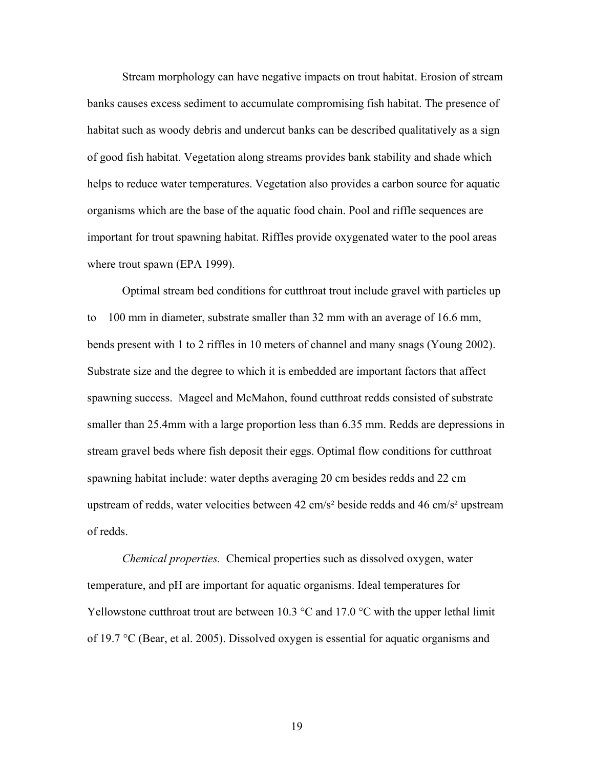Stream morphology can have negative impacts on trout habitat. Erosion of stream banks causes excess sediment to accumulate compromising fish habitat. The presence of habitat such as woody debris and undercut banks can be described qualitatively as a sign of good fish habitat. Vegetation along streams provides bank stability and shade which helps to reduce water temperatures. Vegetation also provides a carbon source for aquatic organisms which are the base of the aquatic food chain. Pool and riffle sequences are important for trout spawning habitat. Riffles provide oxygenated water to the pool areas where trout spawn (EPA 1999).

Optimal stream bed conditions for cutthroat trout include gravel with particles up to 100 mm in diameter, substrate smaller than 32 mm with an average of 16.6 mm, bends present with 1 to 2 riffles in 10 meters of channel and many snags (Young 2002). Substrate size and the degree to which it is embedded are important factors that affect spawning success. Mageel and McMahon, found cutthroat redds consisted of substrate smaller than 25.4mm with a large proportion less than 6.35 mm. Redds are depressions in stream gravel beds where fish deposit their eggs. Optimal flow conditions for cutthroat spawning habitat include: water depths averaging 20 cm besides redds and 22 cm upstream of redds, water velocities between 42 cm/s$^2$ beside redds and 46 cm/s$^2$ upstream of redds.

*Chemical properties.* Chemical properties such as dissolved oxygen, water temperature, and pH are important for aquatic organisms. Ideal temperatures for Yellowstone cutthroat trout are between 10.3 °C and 17.0 °C with the upper lethal limit of 19.7 °C (Bear, et al. 2005). Dissolved oxygen is essential for aquatic organisms and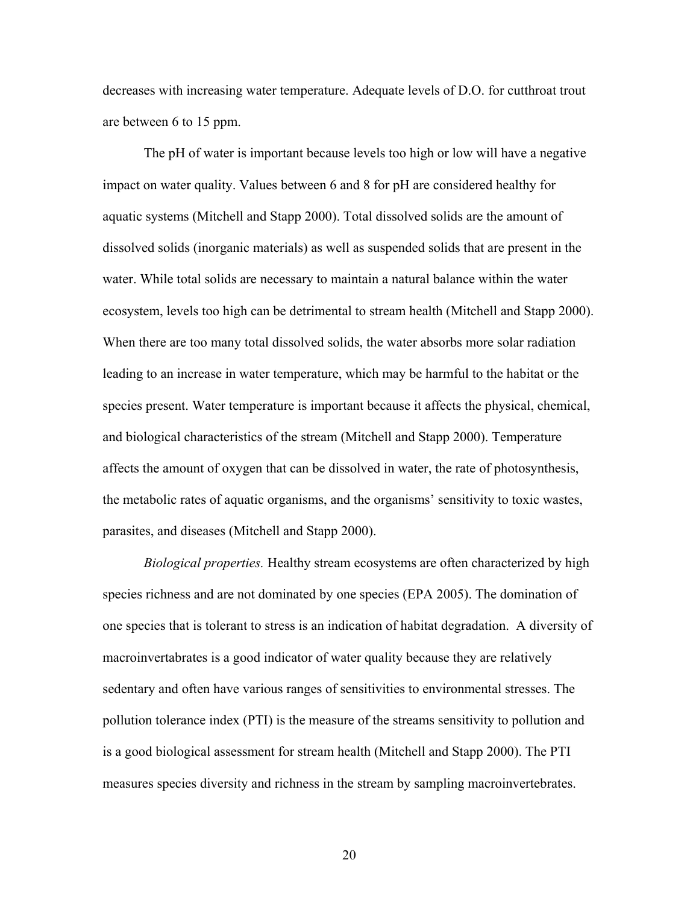decreases with increasing water temperature. Adequate levels of D.O. for cutthroat trout are between 6 to 15 ppm.

The pH of water is important because levels too high or low will have a negative impact on water quality. Values between 6 and 8 for pH are considered healthy for aquatic systems (Mitchell and Stapp 2000). Total dissolved solids are the amount of dissolved solids (inorganic materials) as well as suspended solids that are present in the water. While total solids are necessary to maintain a natural balance within the water ecosystem, levels too high can be detrimental to stream health (Mitchell and Stapp 2000). When there are too many total dissolved solids, the water absorbs more solar radiation leading to an increase in water temperature, which may be harmful to the habitat or the species present. Water temperature is important because it affects the physical, chemical, and biological characteristics of the stream (Mitchell and Stapp 2000). Temperature affects the amount of oxygen that can be dissolved in water, the rate of photosynthesis, the metabolic rates of aquatic organisms, and the organisms' sensitivity to toxic wastes, parasites, and diseases (Mitchell and Stapp 2000).

*Biological properties.* Healthy stream ecosystems are often characterized by high species richness and are not dominated by one species (EPA 2005). The domination of one species that is tolerant to stress is an indication of habitat degradation. A diversity of macroinvertabrates is a good indicator of water quality because they are relatively sedentary and often have various ranges of sensitivities to environmental stresses. The pollution tolerance index (PTI) is the measure of the streams sensitivity to pollution and is a good biological assessment for stream health (Mitchell and Stapp 2000). The PTI measures species diversity and richness in the stream by sampling macroinvertebrates.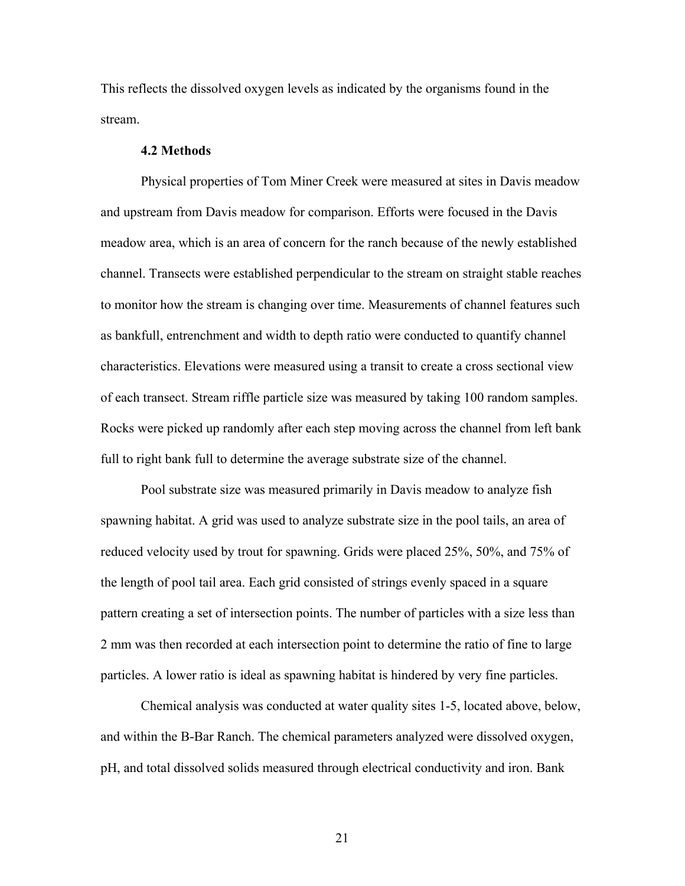This reflects the dissolved oxygen levels as indicated by the organisms found in the stream.

### 4.2 Methods

Physical properties of Tom Miner Creek were measured at sites in Davis meadow and upstream from Davis meadow for comparison. Efforts were focused in the Davis meadow area, which is an area of concern for the ranch because of the newly established channel. Transects were established perpendicular to the stream on straight stable reaches to monitor how the stream is changing over time. Measurements of channel features such as bankfull, entrenchment and width to depth ratio were conducted to quantify channel characteristics. Elevations were measured using a transit to create a cross sectional view of each transect. Stream riffle particle size was measured by taking 100 random samples. Rocks were picked up randomly after each step moving across the channel from left bank full to right bank full to determine the average substrate size of the channel.

Pool substrate size was measured primarily in Davis meadow to analyze fish spawning habitat. A grid was used to analyze substrate size in the pool tails, an area of reduced velocity used by trout for spawning. Grids were placed 25%, 50%, and 75% of the length of pool tail area. Each grid consisted of strings evenly spaced in a square pattern creating a set of intersection points. The number of particles with a size less than 2 mm was then recorded at each intersection point to determine the ratio of fine to large particles. A lower ratio is ideal as spawning habitat is hindered by very fine particles.

Chemical analysis was conducted at water quality sites 1-5, located above, below, and within the B-Bar Ranch. The chemical parameters analyzed were dissolved oxygen, pH, and total dissolved solids measured through electrical conductivity and iron. Bank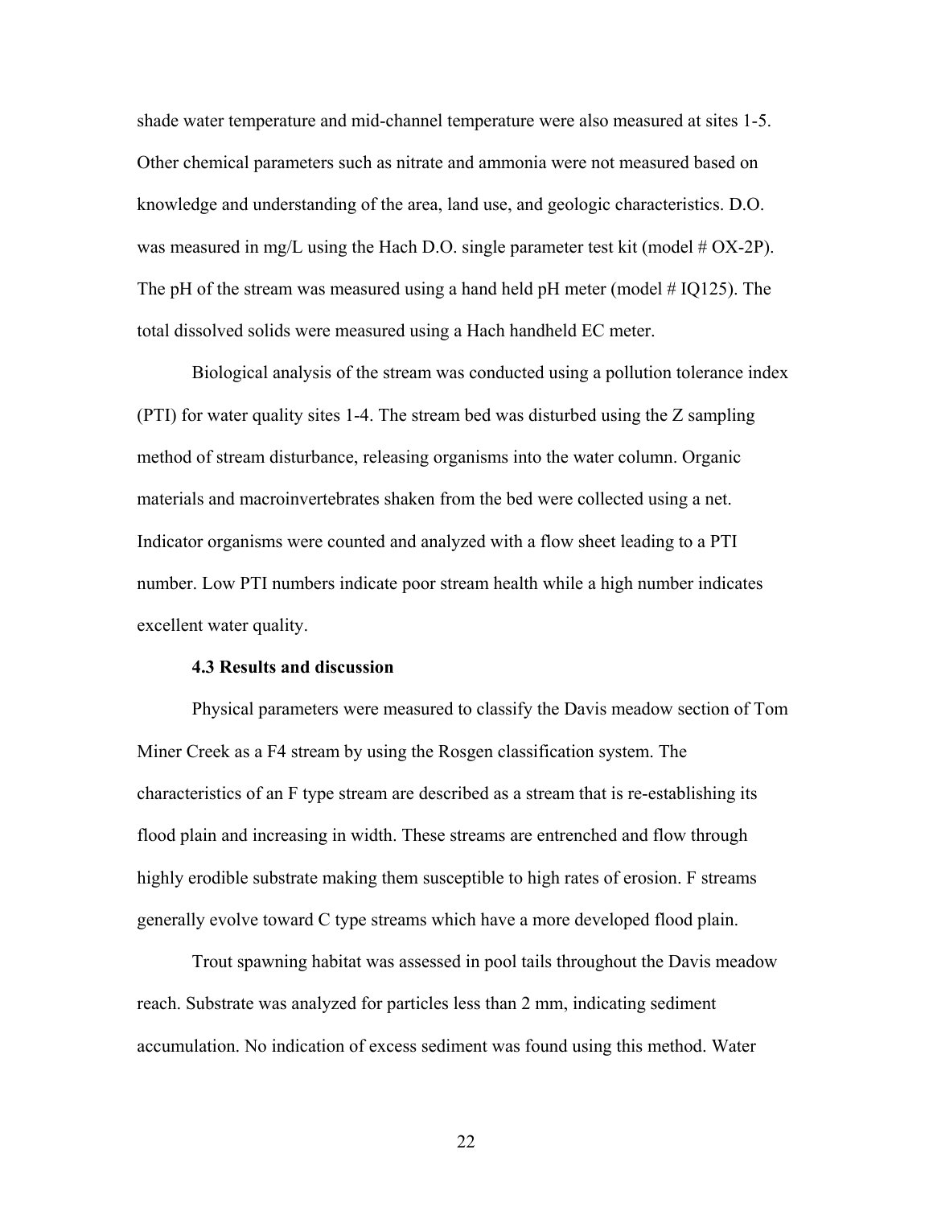shade water temperature and mid-channel temperature were also measured at sites 1-5. Other chemical parameters such as nitrate and ammonia were not measured based on knowledge and understanding of the area, land use, and geologic characteristics. D.O. was measured in mg/L using the Hach D.O. single parameter test kit (model # OX-2P). The pH of the stream was measured using a hand held pH meter (model # IQ125). The total dissolved solids were measured using a Hach handheld EC meter.

Biological analysis of the stream was conducted using a pollution tolerance index (PTI) for water quality sites 1-4. The stream bed was disturbed using the Z sampling method of stream disturbance, releasing organisms into the water column. Organic materials and macroinvertebrates shaken from the bed were collected using a net. Indicator organisms were counted and analyzed with a flow sheet leading to a PTI number. Low PTI numbers indicate poor stream health while a high number indicates excellent water quality.

### 4.3 Results and discussion

Physical parameters were measured to classify the Davis meadow section of Tom Miner Creek as a F4 stream by using the Rosgen classification system. The characteristics of an F type stream are described as a stream that is re-establishing its flood plain and increasing in width. These streams are entrenched and flow through highly erodible substrate making them susceptible to high rates of erosion. F streams generally evolve toward C type streams which have a more developed flood plain.

Trout spawning habitat was assessed in pool tails throughout the Davis meadow reach. Substrate was analyzed for particles less than 2 mm, indicating sediment accumulation. No indication of excess sediment was found using this method. Water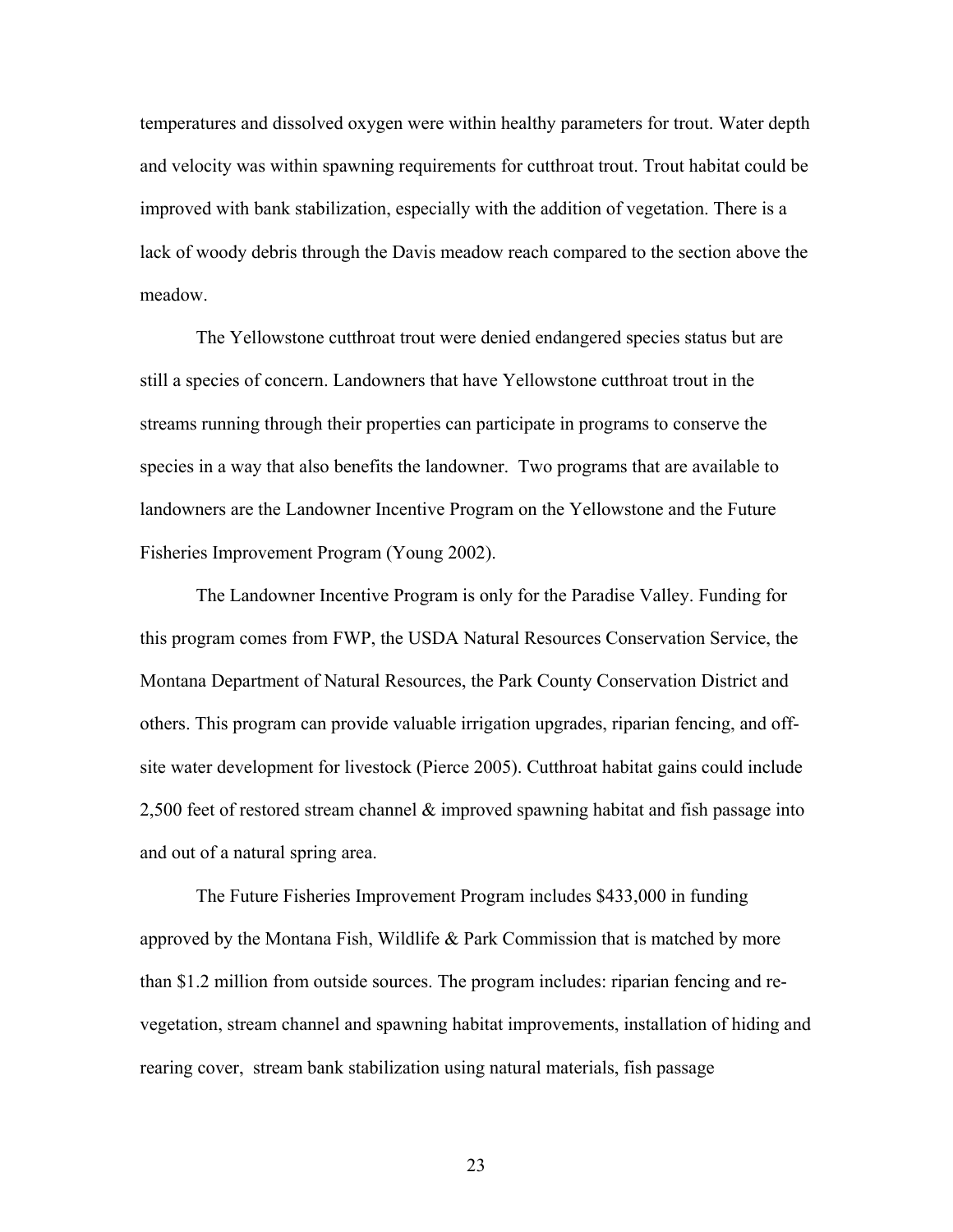temperatures and dissolved oxygen were within healthy parameters for trout. Water depth and velocity was within spawning requirements for cutthroat trout. Trout habitat could be improved with bank stabilization, especially with the addition of vegetation. There is a lack of woody debris through the Davis meadow reach compared to the section above the meadow.

The Yellowstone cutthroat trout were denied endangered species status but are still a species of concern. Landowners that have Yellowstone cutthroat trout in the streams running through their properties can participate in programs to conserve the species in a way that also benefits the landowner. Two programs that are available to landowners are the Landowner Incentive Program on the Yellowstone and the Future Fisheries Improvement Program (Young 2002).

The Landowner Incentive Program is only for the Paradise Valley. Funding for this program comes from FWP, the USDA Natural Resources Conservation Service, the Montana Department of Natural Resources, the Park County Conservation District and others. This program can provide valuable irrigation upgrades, riparian fencing, and off-site water development for livestock (Pierce 2005). Cutthroat habitat gains could include 2,500 feet of restored stream channel & improved spawning habitat and fish passage into and out of a natural spring area.

The Future Fisheries Improvement Program includes $433,000 in funding approved by the Montana Fish, Wildlife & Park Commission that is matched by more than $1.2 million from outside sources. The program includes: riparian fencing and re-vegetation, stream channel and spawning habitat improvements, installation of hiding and rearing cover, stream bank stabilization using natural materials, fish passage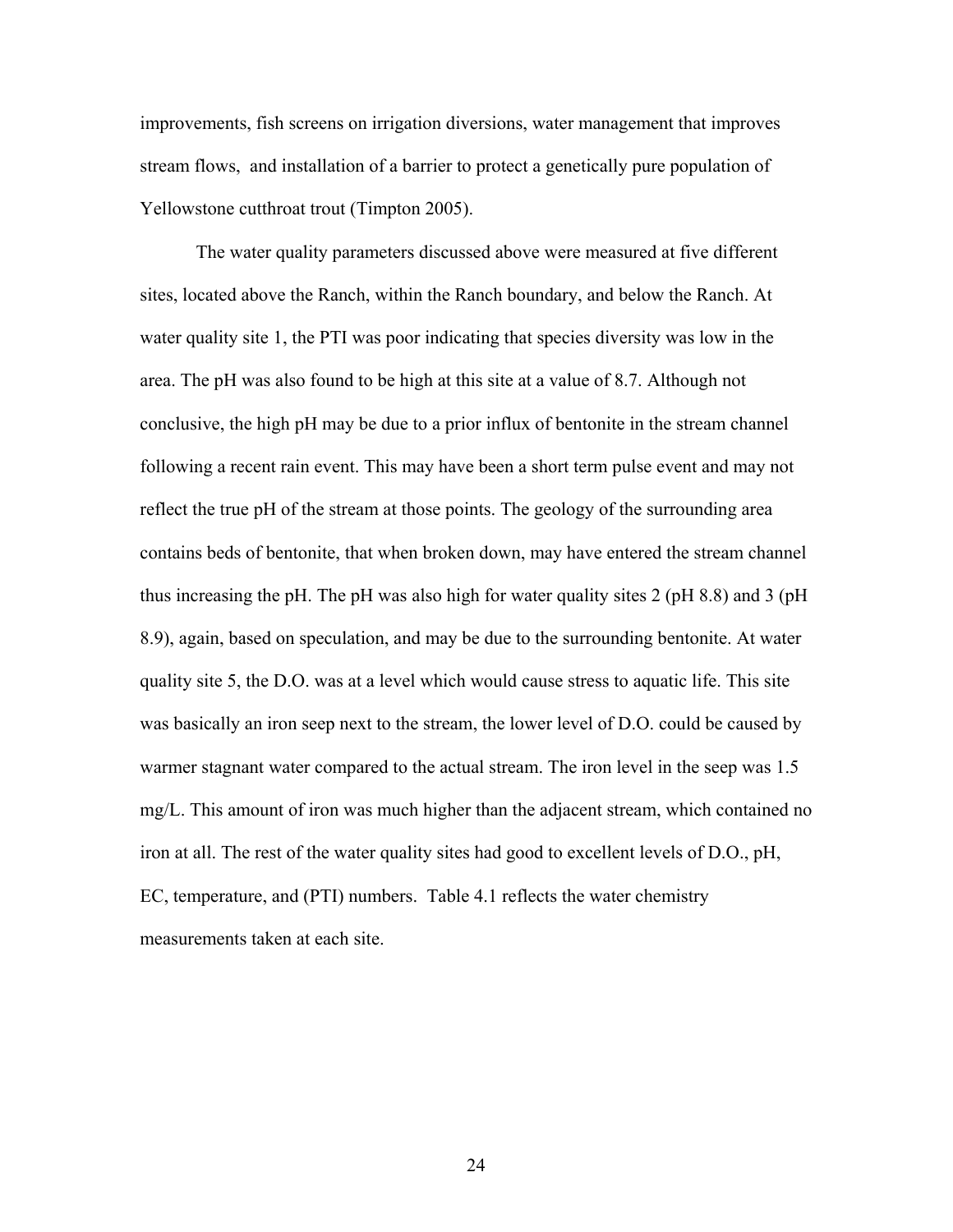improvements, fish screens on irrigation diversions, water management that improves stream flows, and installation of a barrier to protect a genetically pure population of Yellowstone cutthroat trout (Timpton 2005).

The water quality parameters discussed above were measured at five different sites, located above the Ranch, within the Ranch boundary, and below the Ranch. At water quality site 1, the PTI was poor indicating that species diversity was low in the area. The pH was also found to be high at this site at a value of 8.7. Although not conclusive, the high pH may be due to a prior influx of bentonite in the stream channel following a recent rain event. This may have been a short term pulse event and may not reflect the true pH of the stream at those points. The geology of the surrounding area contains beds of bentonite, that when broken down, may have entered the stream channel thus increasing the pH. The pH was also high for water quality sites 2 (pH 8.8) and 3 (pH 8.9), again, based on speculation, and may be due to the surrounding bentonite. At water quality site 5, the D.O. was at a level which would cause stress to aquatic life. This site was basically an iron seep next to the stream, the lower level of D.O. could be caused by warmer stagnant water compared to the actual stream. The iron level in the seep was 1.5 mg/L. This amount of iron was much higher than the adjacent stream, which contained no iron at all. The rest of the water quality sites had good to excellent levels of D.O., pH, EC, temperature, and (PTI) numbers. Table 4.1 reflects the water chemistry measurements taken at each site.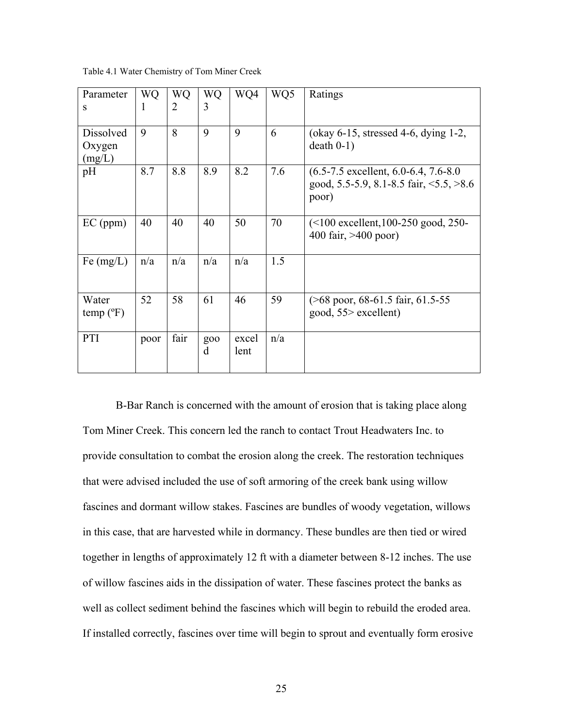Table 4.1 Water Chemistry of Tom Miner Creek

| Parameters | WQ1 | WQ2 | WQ3 | WQ4 | WQ5 | Ratings |
|---|---|---|---|---|---|---|
| Dissolved Oxygen (mg/L) | 9 | 8 | 9 | 9 | 6 | (okay 6-15, stressed 4-6, dying 1-2, death 0-1) |
| pH | 8.7 | 8.8 | 8.9 | 8.2 | 7.6 | (6.5-7.5 excellent, 6.0-6.4, 7.6-8.0 good, 5.5-5.9, 8.1-8.5 fair, <5.5, >8.6 poor) |
| EC (ppm) | 40 | 40 | 40 | 50 | 70 | (<100 excellent,100-250 good, 250-400 fair, >400 poor) |
| Fe (mg/L) | n/a | n/a | n/a | n/a | 1.5 | |
| Water temp (ºF) | 52 | 58 | 61 | 46 | 59 | (>68 poor, 68-61.5 fair, 61.5-55 good, 55> excellent) |
| PTI | poor | fair | good | excellent | n/a | |

B-Bar Ranch is concerned with the amount of erosion that is taking place along Tom Miner Creek. This concern led the ranch to contact Trout Headwaters Inc. to provide consultation to combat the erosion along the creek. The restoration techniques that were advised included the use of soft armoring of the creek bank using willow fascines and dormant willow stakes. Fascines are bundles of woody vegetation, willows in this case, that are harvested while in dormancy. These bundles are then tied or wired together in lengths of approximately 12 ft with a diameter between 8-12 inches. The use of willow fascines aids in the dissipation of water. These fascines protect the banks as well as collect sediment behind the fascines which will begin to rebuild the eroded area. If installed correctly, fascines over time will begin to sprout and eventually form erosive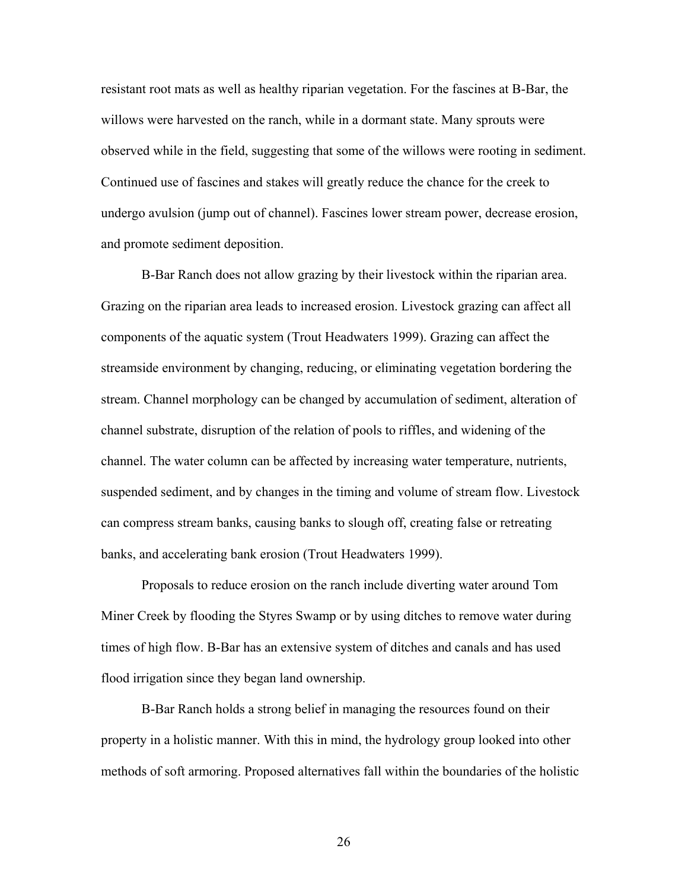resistant root mats as well as healthy riparian vegetation. For the fascines at B-Bar, the willows were harvested on the ranch, while in a dormant state. Many sprouts were observed while in the field, suggesting that some of the willows were rooting in sediment. Continued use of fascines and stakes will greatly reduce the chance for the creek to undergo avulsion (jump out of channel). Fascines lower stream power, decrease erosion, and promote sediment deposition.

B-Bar Ranch does not allow grazing by their livestock within the riparian area. Grazing on the riparian area leads to increased erosion. Livestock grazing can affect all components of the aquatic system (Trout Headwaters 1999). Grazing can affect the streamside environment by changing, reducing, or eliminating vegetation bordering the stream. Channel morphology can be changed by accumulation of sediment, alteration of channel substrate, disruption of the relation of pools to riffles, and widening of the channel. The water column can be affected by increasing water temperature, nutrients, suspended sediment, and by changes in the timing and volume of stream flow. Livestock can compress stream banks, causing banks to slough off, creating false or retreating banks, and accelerating bank erosion (Trout Headwaters 1999).

Proposals to reduce erosion on the ranch include diverting water around Tom Miner Creek by flooding the Styres Swamp or by using ditches to remove water during times of high flow. B-Bar has an extensive system of ditches and canals and has used flood irrigation since they began land ownership.

B-Bar Ranch holds a strong belief in managing the resources found on their property in a holistic manner. With this in mind, the hydrology group looked into other methods of soft armoring. Proposed alternatives fall within the boundaries of the holistic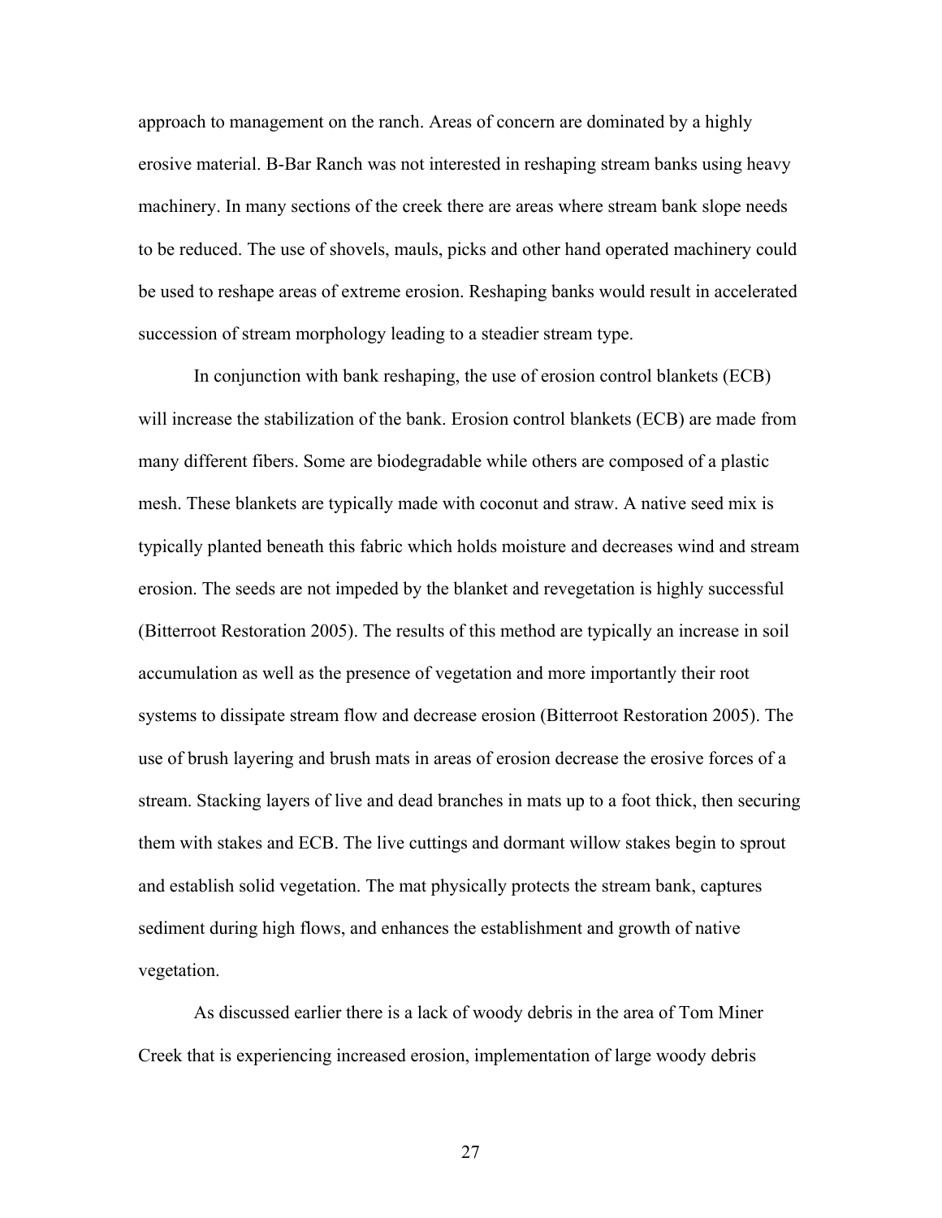approach to management on the ranch. Areas of concern are dominated by a highly erosive material. B-Bar Ranch was not interested in reshaping stream banks using heavy machinery. In many sections of the creek there are areas where stream bank slope needs to be reduced. The use of shovels, mauls, picks and other hand operated machinery could be used to reshape areas of extreme erosion. Reshaping banks would result in accelerated succession of stream morphology leading to a steadier stream type.

In conjunction with bank reshaping, the use of erosion control blankets (ECB) will increase the stabilization of the bank. Erosion control blankets (ECB) are made from many different fibers. Some are biodegradable while others are composed of a plastic mesh. These blankets are typically made with coconut and straw. A native seed mix is typically planted beneath this fabric which holds moisture and decreases wind and stream erosion. The seeds are not impeded by the blanket and revegetation is highly successful (Bitterroot Restoration 2005). The results of this method are typically an increase in soil accumulation as well as the presence of vegetation and more importantly their root systems to dissipate stream flow and decrease erosion (Bitterroot Restoration 2005). The use of brush layering and brush mats in areas of erosion decrease the erosive forces of a stream. Stacking layers of live and dead branches in mats up to a foot thick, then securing them with stakes and ECB. The live cuttings and dormant willow stakes begin to sprout and establish solid vegetation. The mat physically protects the stream bank, captures sediment during high flows, and enhances the establishment and growth of native vegetation.

As discussed earlier there is a lack of woody debris in the area of Tom Miner Creek that is experiencing increased erosion, implementation of large woody debris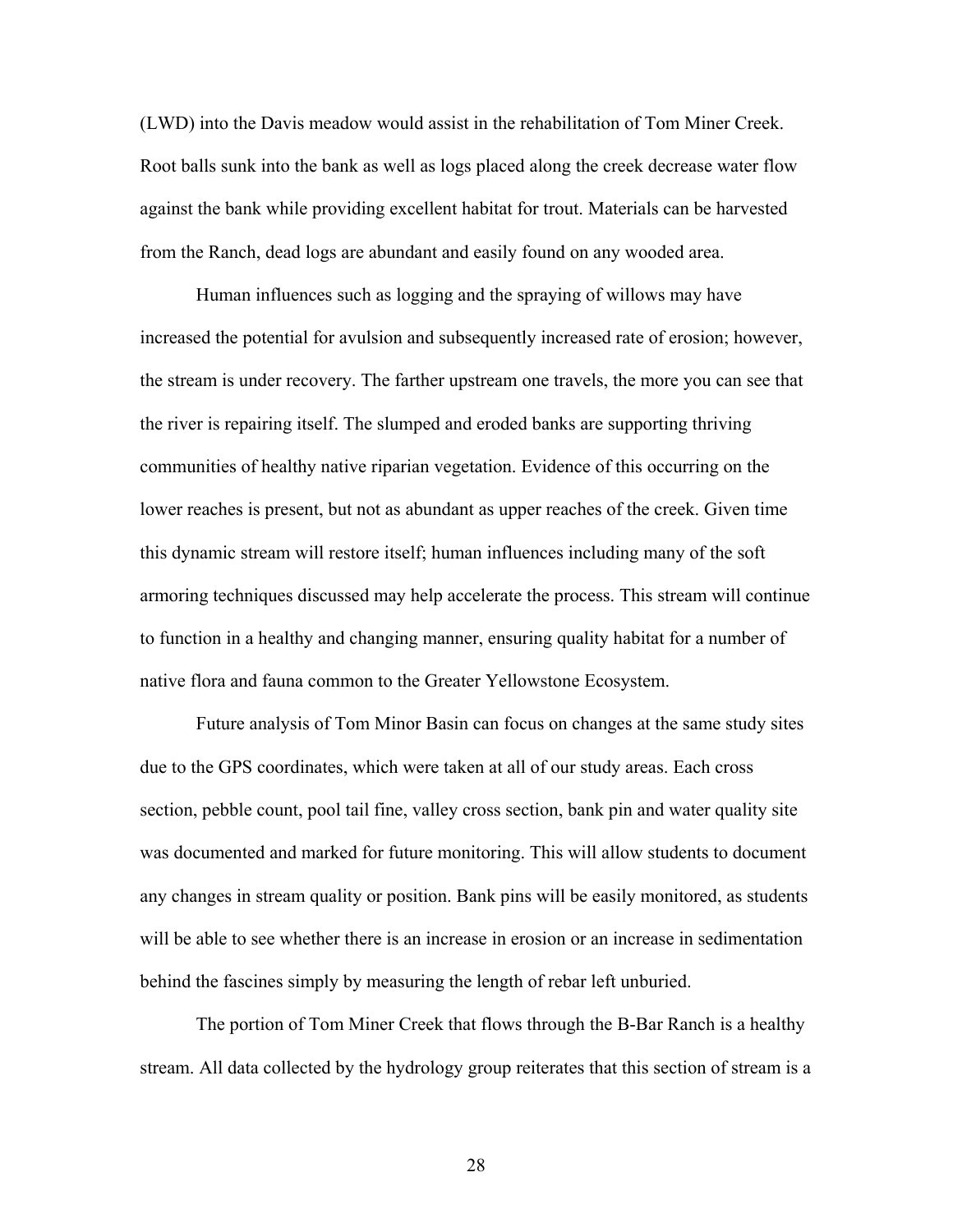(LWD) into the Davis meadow would assist in the rehabilitation of Tom Miner Creek. Root balls sunk into the bank as well as logs placed along the creek decrease water flow against the bank while providing excellent habitat for trout. Materials can be harvested from the Ranch, dead logs are abundant and easily found on any wooded area.

Human influences such as logging and the spraying of willows may have increased the potential for avulsion and subsequently increased rate of erosion; however, the stream is under recovery. The farther upstream one travels, the more you can see that the river is repairing itself. The slumped and eroded banks are supporting thriving communities of healthy native riparian vegetation. Evidence of this occurring on the lower reaches is present, but not as abundant as upper reaches of the creek. Given time this dynamic stream will restore itself; human influences including many of the soft armoring techniques discussed may help accelerate the process. This stream will continue to function in a healthy and changing manner, ensuring quality habitat for a number of native flora and fauna common to the Greater Yellowstone Ecosystem.

Future analysis of Tom Minor Basin can focus on changes at the same study sites due to the GPS coordinates, which were taken at all of our study areas. Each cross section, pebble count, pool tail fine, valley cross section, bank pin and water quality site was documented and marked for future monitoring. This will allow students to document any changes in stream quality or position. Bank pins will be easily monitored, as students will be able to see whether there is an increase in erosion or an increase in sedimentation behind the fascines simply by measuring the length of rebar left unburied.

The portion of Tom Miner Creek that flows through the B-Bar Ranch is a healthy stream. All data collected by the hydrology group reiterates that this section of stream is a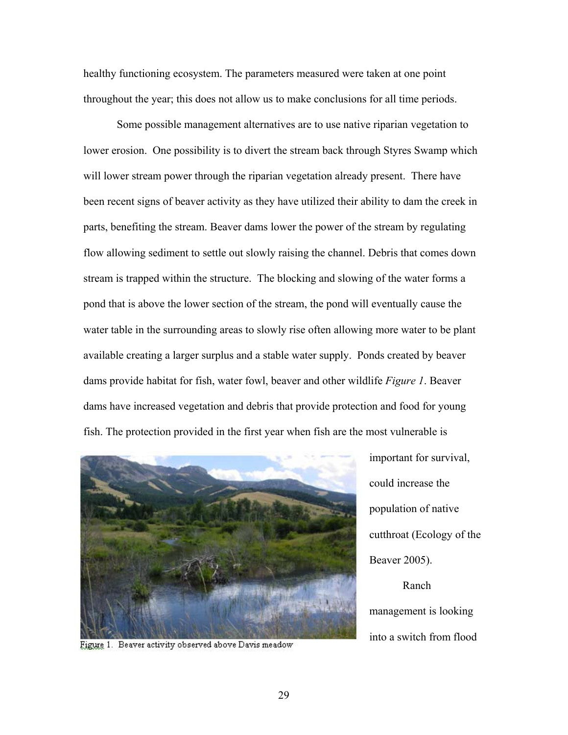healthy functioning ecosystem. The parameters measured were taken at one point throughout the year; this does not allow us to make conclusions for all time periods.

Some possible management alternatives are to use native riparian vegetation to lower erosion. One possibility is to divert the stream back through Styres Swamp which will lower stream power through the riparian vegetation already present. There have been recent signs of beaver activity as they have utilized their ability to dam the creek in parts, benefiting the stream. Beaver dams lower the power of the stream by regulating flow allowing sediment to settle out slowly raising the channel. Debris that comes down stream is trapped within the structure. The blocking and slowing of the water forms a pond that is above the lower section of the stream, the pond will eventually cause the water table in the surrounding areas to slowly rise often allowing more water to be plant available creating a larger surplus and a stable water supply. Ponds created by beaver dams provide habitat for fish, water fowl, beaver and other wildlife *Figure 1*. Beaver dams have increased vegetation and debris that provide protection and food for young fish. The protection provided in the first year when fish are the most vulnerable is important for survival, could increase the population of native cutthroat (Ecology of the Beaver 2005).

Figure 1. Beaver activity observed above Davis meadow

Ranch management is looking into a switch from flood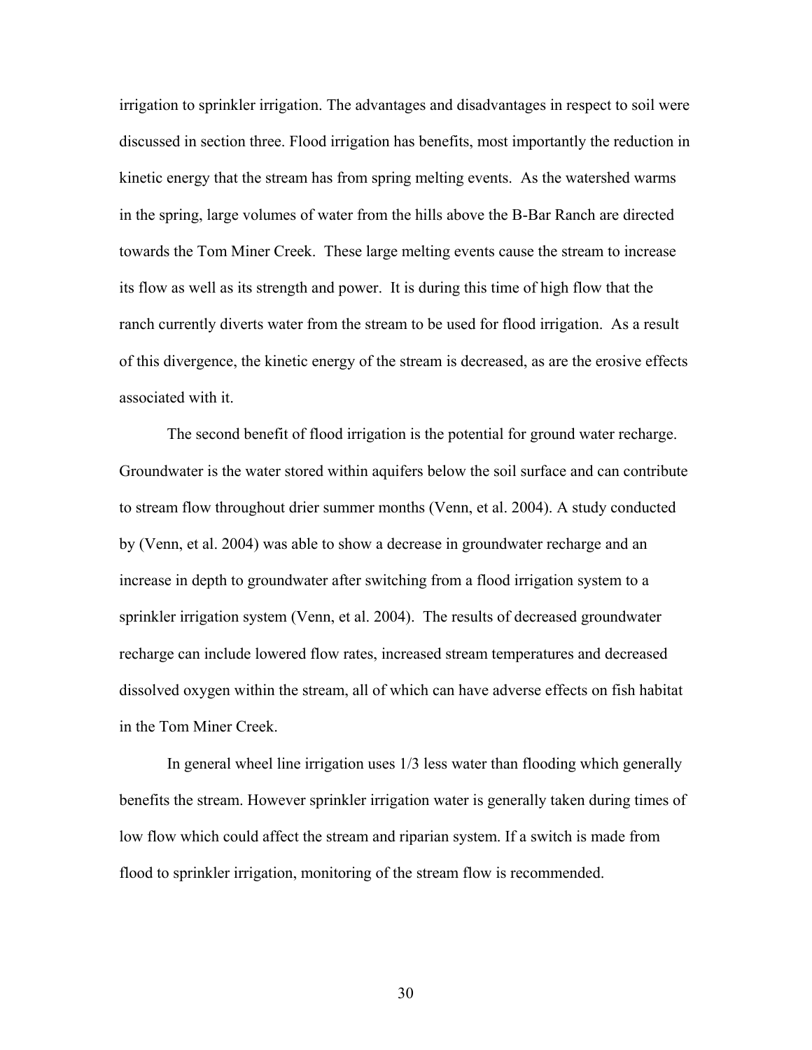irrigation to sprinkler irrigation. The advantages and disadvantages in respect to soil were discussed in section three. Flood irrigation has benefits, most importantly the reduction in kinetic energy that the stream has from spring melting events. As the watershed warms in the spring, large volumes of water from the hills above the B-Bar Ranch are directed towards the Tom Miner Creek. These large melting events cause the stream to increase its flow as well as its strength and power. It is during this time of high flow that the ranch currently diverts water from the stream to be used for flood irrigation. As a result of this divergence, the kinetic energy of the stream is decreased, as are the erosive effects associated with it.

The second benefit of flood irrigation is the potential for ground water recharge. Groundwater is the water stored within aquifers below the soil surface and can contribute to stream flow throughout drier summer months (Venn, et al. 2004). A study conducted by (Venn, et al. 2004) was able to show a decrease in groundwater recharge and an increase in depth to groundwater after switching from a flood irrigation system to a sprinkler irrigation system (Venn, et al. 2004). The results of decreased groundwater recharge can include lowered flow rates, increased stream temperatures and decreased dissolved oxygen within the stream, all of which can have adverse effects on fish habitat in the Tom Miner Creek.

In general wheel line irrigation uses 1/3 less water than flooding which generally benefits the stream. However sprinkler irrigation water is generally taken during times of low flow which could affect the stream and riparian system. If a switch is made from flood to sprinkler irrigation, monitoring of the stream flow is recommended.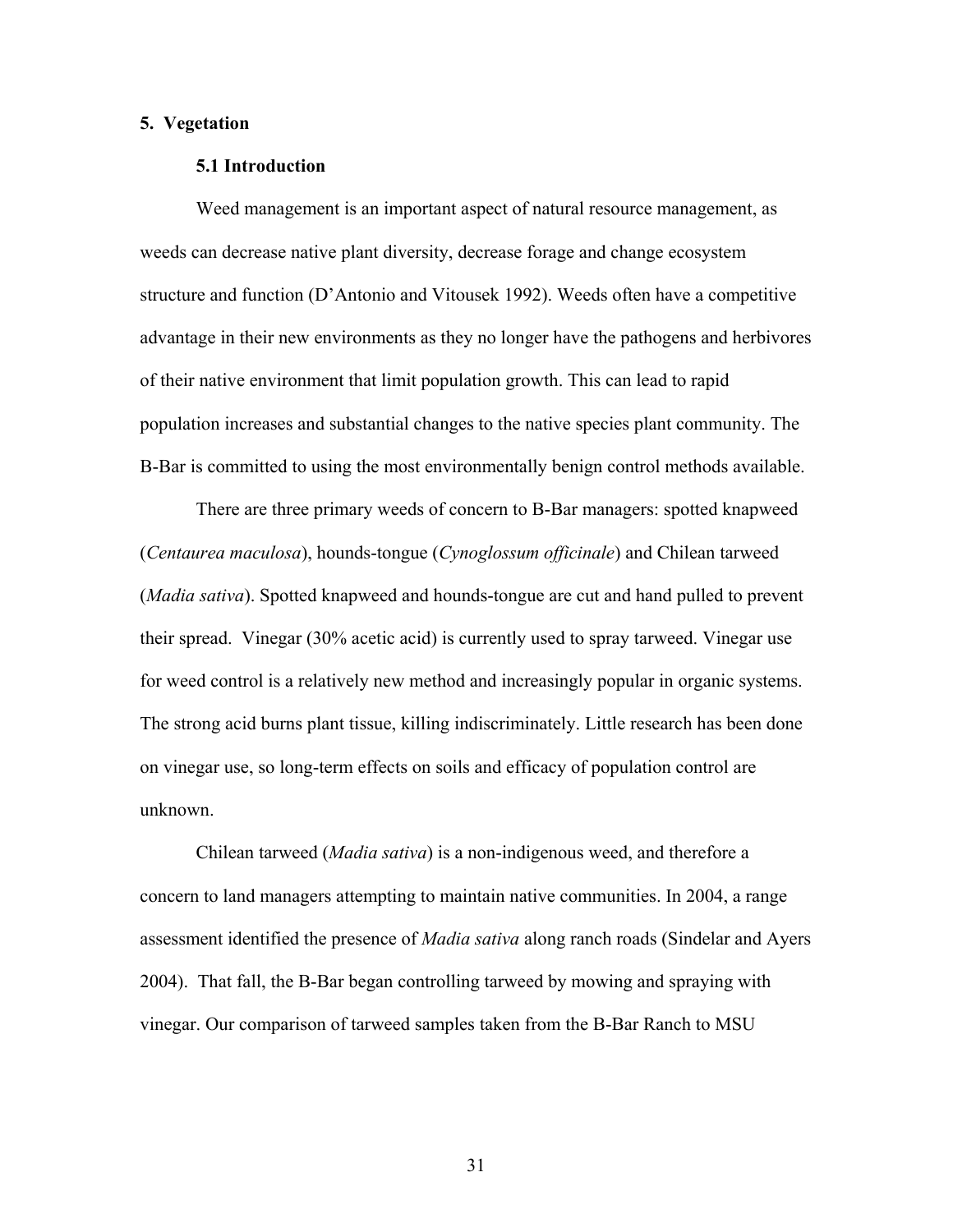## 5. Vegetation

### 5.1 Introduction

Weed management is an important aspect of natural resource management, as weeds can decrease native plant diversity, decrease forage and change ecosystem structure and function (D'Antonio and Vitousek 1992). Weeds often have a competitive advantage in their new environments as they no longer have the pathogens and herbivores of their native environment that limit population growth. This can lead to rapid population increases and substantial changes to the native species plant community. The B-Bar is committed to using the most environmentally benign control methods available.

There are three primary weeds of concern to B-Bar managers: spotted knapweed (*Centaurea maculosa*), hounds-tongue (*Cynoglossum officinale*) and Chilean tarweed (*Madia sativa*). Spotted knapweed and hounds-tongue are cut and hand pulled to prevent their spread. Vinegar (30% acetic acid) is currently used to spray tarweed. Vinegar use for weed control is a relatively new method and increasingly popular in organic systems. The strong acid burns plant tissue, killing indiscriminately. Little research has been done on vinegar use, so long-term effects on soils and efficacy of population control are unknown.

Chilean tarweed (*Madia sativa*) is a non-indigenous weed, and therefore a concern to land managers attempting to maintain native communities. In 2004, a range assessment identified the presence of *Madia sativa* along ranch roads (Sindelar and Ayers 2004). That fall, the B-Bar began controlling tarweed by mowing and spraying with vinegar. Our comparison of tarweed samples taken from the B-Bar Ranch to MSU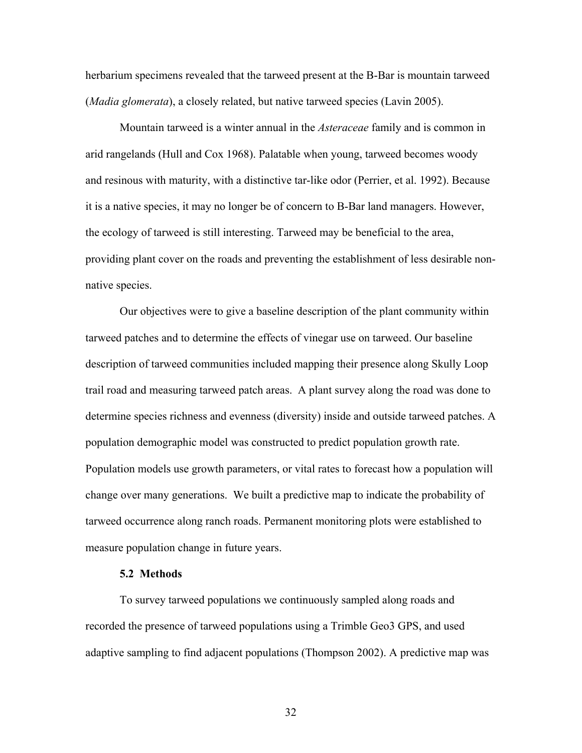herbarium specimens revealed that the tarweed present at the B-Bar is mountain tarweed (*Madia glomerata*), a closely related, but native tarweed species (Lavin 2005).

Mountain tarweed is a winter annual in the *Asteraceae* family and is common in arid rangelands (Hull and Cox 1968). Palatable when young, tarweed becomes woody and resinous with maturity, with a distinctive tar-like odor (Perrier, et al. 1992). Because it is a native species, it may no longer be of concern to B-Bar land managers. However, the ecology of tarweed is still interesting. Tarweed may be beneficial to the area, providing plant cover on the roads and preventing the establishment of less desirable non-native species.

Our objectives were to give a baseline description of the plant community within tarweed patches and to determine the effects of vinegar use on tarweed. Our baseline description of tarweed communities included mapping their presence along Skully Loop trail road and measuring tarweed patch areas. A plant survey along the road was done to determine species richness and evenness (diversity) inside and outside tarweed patches. A population demographic model was constructed to predict population growth rate. Population models use growth parameters, or vital rates to forecast how a population will change over many generations. We built a predictive map to indicate the probability of tarweed occurrence along ranch roads. Permanent monitoring plots were established to measure population change in future years.

### 5.2 Methods

To survey tarweed populations we continuously sampled along roads and recorded the presence of tarweed populations using a Trimble Geo3 GPS, and used adaptive sampling to find adjacent populations (Thompson 2002). A predictive map was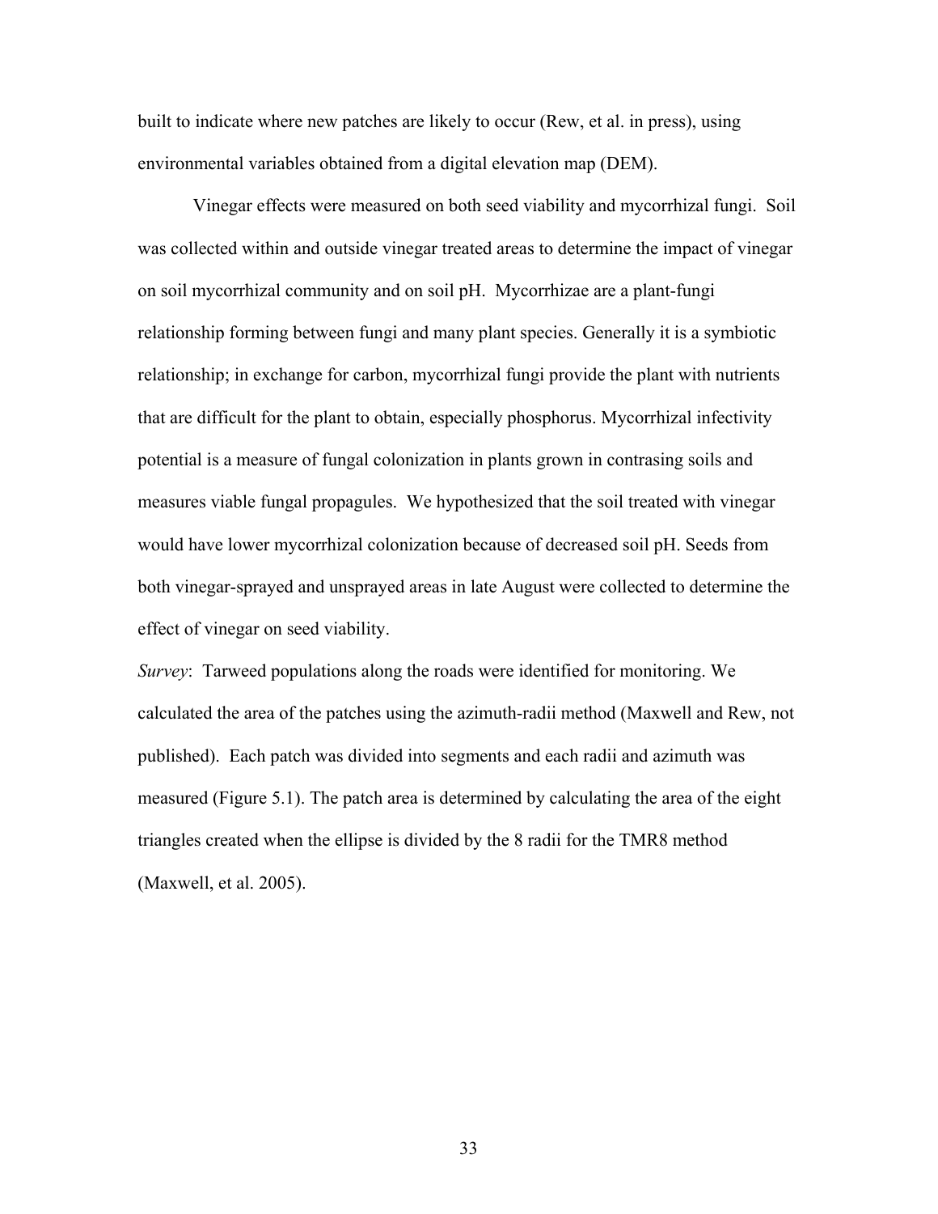built to indicate where new patches are likely to occur (Rew, et al. in press), using environmental variables obtained from a digital elevation map (DEM).

Vinegar effects were measured on both seed viability and mycorrhizal fungi. Soil was collected within and outside vinegar treated areas to determine the impact of vinegar on soil mycorrhizal community and on soil pH. Mycorrhizae are a plant-fungi relationship forming between fungi and many plant species. Generally it is a symbiotic relationship; in exchange for carbon, mycorrhizal fungi provide the plant with nutrients that are difficult for the plant to obtain, especially phosphorus. Mycorrhizal infectivity potential is a measure of fungal colonization in plants grown in contrasing soils and measures viable fungal propagules. We hypothesized that the soil treated with vinegar would have lower mycorrhizal colonization because of decreased soil pH. Seeds from both vinegar-sprayed and unsprayed areas in late August were collected to determine the effect of vinegar on seed viability.

*Survey*: Tarweed populations along the roads were identified for monitoring. We calculated the area of the patches using the azimuth-radii method (Maxwell and Rew, not published). Each patch was divided into segments and each radii and azimuth was measured (Figure 5.1). The patch area is determined by calculating the area of the eight triangles created when the ellipse is divided by the 8 radii for the TMR8 method (Maxwell, et al. 2005).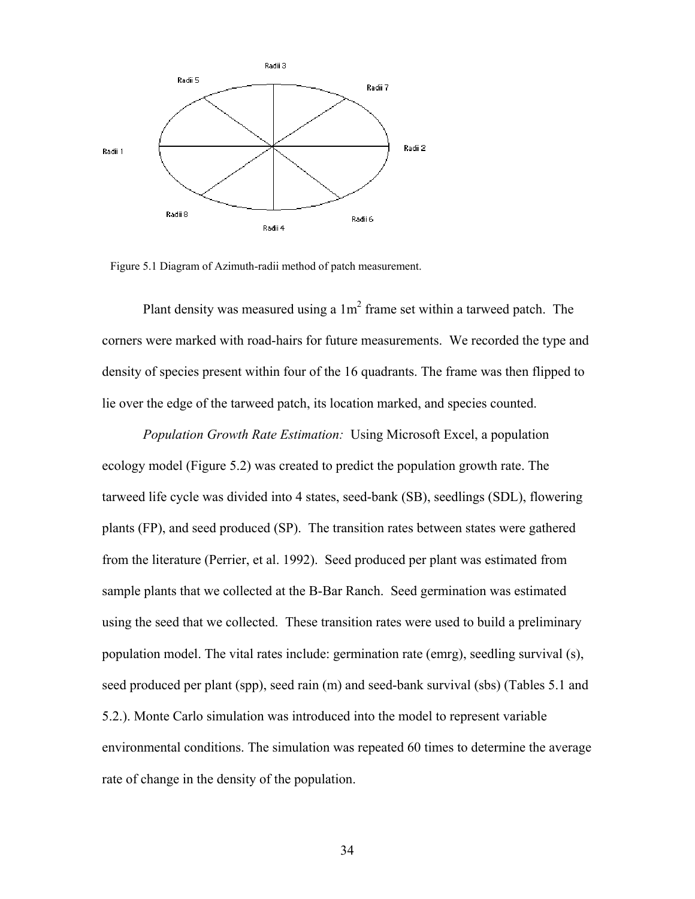Radii 3

Radii 5

Radii 7

Radii 1

Radii 2

Radii 8

Radii 6

Radii 4

Figure 5.1 Diagram of Azimuth-radii method of patch measurement.

Plant density was measured using a $1m^2$ frame set within a tarweed patch. The corners were marked with road-hairs for future measurements. We recorded the type and density of species present within four of the 16 quadrants. The frame was then flipped to lie over the edge of the tarweed patch, its location marked, and species counted.

*Population Growth Rate Estimation:* Using Microsoft Excel, a population ecology model (Figure 5.2) was created to predict the population growth rate. The tarweed life cycle was divided into 4 states, seed-bank (SB), seedlings (SDL), flowering plants (FP), and seed produced (SP). The transition rates between states were gathered from the literature (Perrier, et al. 1992). Seed produced per plant was estimated from sample plants that we collected at the B-Bar Ranch. Seed germination was estimated using the seed that we collected. These transition rates were used to build a preliminary population model. The vital rates include: germination rate (emrg), seedling survival (s), seed produced per plant (spp), seed rain (m) and seed-bank survival (sbs) (Tables 5.1 and 5.2.). Monte Carlo simulation was introduced into the model to represent variable environmental conditions. The simulation was repeated 60 times to determine the average rate of change in the density of the population.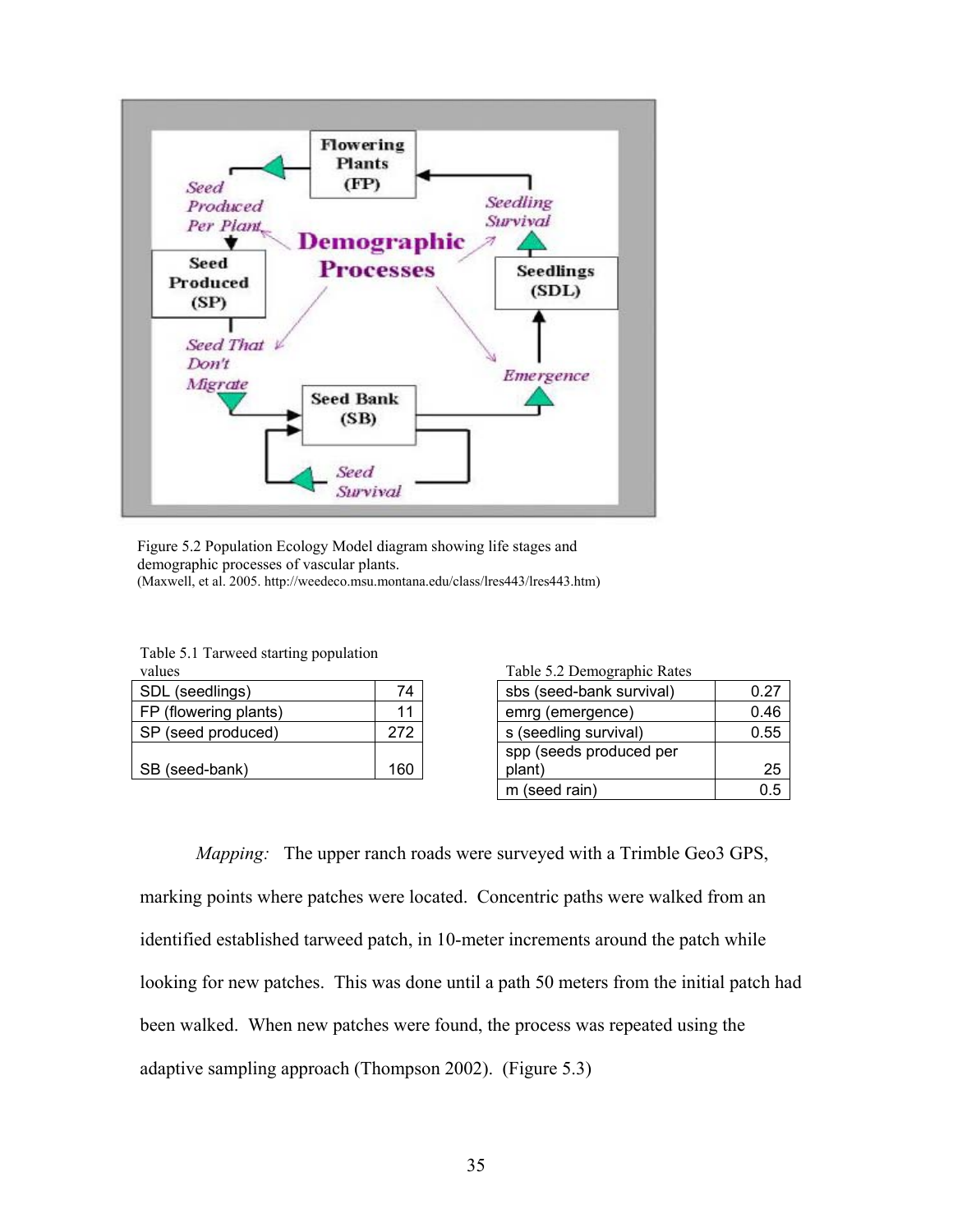Figure 5.2 Population Ecology Model diagram showing life stages and demographic processes of vascular plants.
(Maxwell, et al. 2005. http://weedeco.msu.montana.edu/class/lres443/lres443.htm)

Table 5.1 Tarweed starting population values

| | |
|---|---|
| SDL (seedlings) | 74 |
| FP (flowering plants) | 11 |
| SP (seed produced) | 272 |
| SB (seed-bank) | 160 |

Table 5.2 Demographic Rates

| | |
|---|---|
| sbs (seed-bank survival) | 0.27 |
| emrg (emergence) | 0.46 |
| s (seedling survival) | 0.55 |
| spp (seeds produced per plant) | 25 |
| m (seed rain) | 0.5 |

*Mapping:* The upper ranch roads were surveyed with a Trimble Geo3 GPS, marking points where patches were located. Concentric paths were walked from an identified established tarweed patch, in 10-meter increments around the patch while looking for new patches. This was done until a path 50 meters from the initial patch had been walked. When new patches were found, the process was repeated using the adaptive sampling approach (Thompson 2002). (Figure 5.3)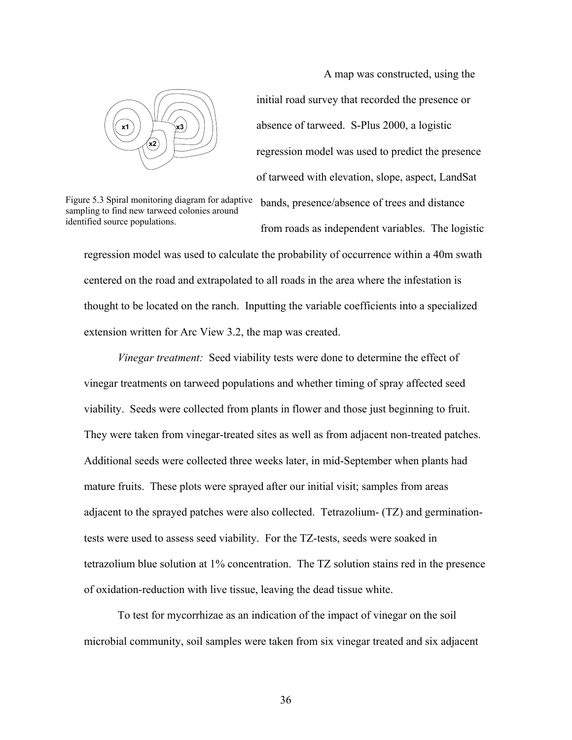Figure 5.3 Spiral monitoring diagram for adaptive sampling to find new tarweed colonies around identified source populations.

A map was constructed, using the initial road survey that recorded the presence or absence of tarweed. S-Plus 2000, a logistic regression model was used to predict the presence of tarweed with elevation, slope, aspect, LandSat bands, presence/absence of trees and distance from roads as independent variables. The logistic regression model was used to calculate the probability of occurrence within a 40m swath centered on the road and extrapolated to all roads in the area where the infestation is thought to be located on the ranch. Inputting the variable coefficients into a specialized extension written for Arc View 3.2, the map was created.

*Vinegar treatment:* Seed viability tests were done to determine the effect of vinegar treatments on tarweed populations and whether timing of spray affected seed viability. Seeds were collected from plants in flower and those just beginning to fruit. They were taken from vinegar-treated sites as well as from adjacent non-treated patches. Additional seeds were collected three weeks later, in mid-September when plants had mature fruits. These plots were sprayed after our initial visit; samples from areas adjacent to the sprayed patches were also collected. Tetrazolium- (TZ) and germination-tests were used to assess seed viability. For the TZ-tests, seeds were soaked in tetrazolium blue solution at 1% concentration. The TZ solution stains red in the presence of oxidation-reduction with live tissue, leaving the dead tissue white.

To test for mycorrhizae as an indication of the impact of vinegar on the soil microbial community, soil samples were taken from six vinegar treated and six adjacent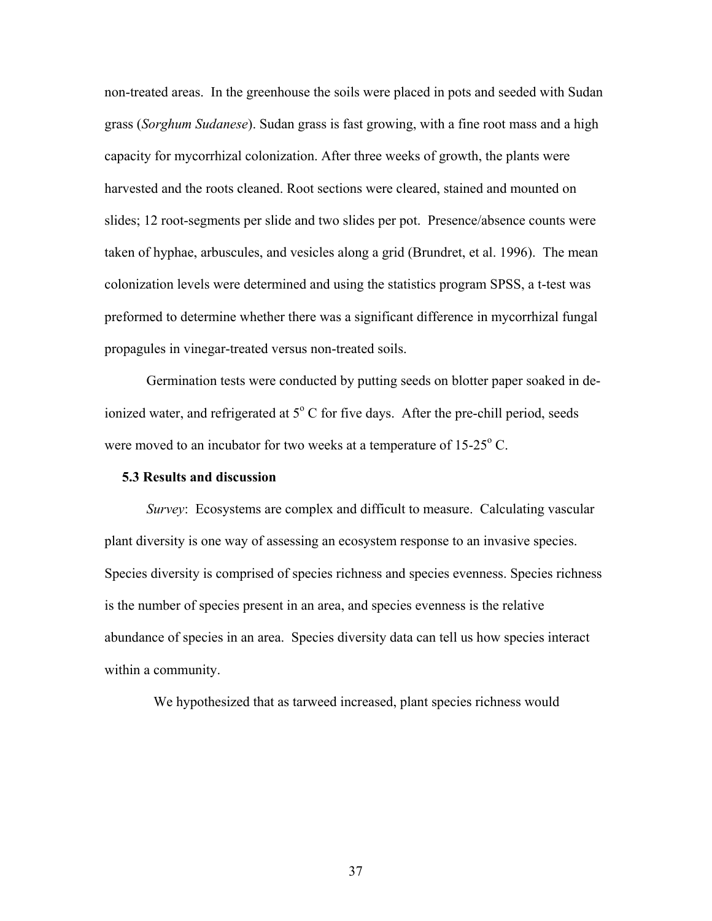non-treated areas. In the greenhouse the soils were placed in pots and seeded with Sudan grass (*Sorghum Sudanese*). Sudan grass is fast growing, with a fine root mass and a high capacity for mycorrhizal colonization. After three weeks of growth, the plants were harvested and the roots cleaned. Root sections were cleared, stained and mounted on slides; 12 root-segments per slide and two slides per pot. Presence/absence counts were taken of hyphae, arbuscules, and vesicles along a grid (Brundret, et al. 1996). The mean colonization levels were determined and using the statistics program SPSS, a t-test was preformed to determine whether there was a significant difference in mycorrhizal fungal propagules in vinegar-treated versus non-treated soils.

Germination tests were conducted by putting seeds on blotter paper soaked in de-ionized water, and refrigerated at $5^o$ C for five days. After the pre-chill period, seeds were moved to an incubator for two weeks at a temperature of 15-$25^o$ C.

### 5.3 Results and discussion

*Survey*: Ecosystems are complex and difficult to measure. Calculating vascular plant diversity is one way of assessing an ecosystem response to an invasive species. Species diversity is comprised of species richness and species evenness. Species richness is the number of species present in an area, and species evenness is the relative abundance of species in an area. Species diversity data can tell us how species interact within a community.

We hypothesized that as tarweed increased, plant species richness would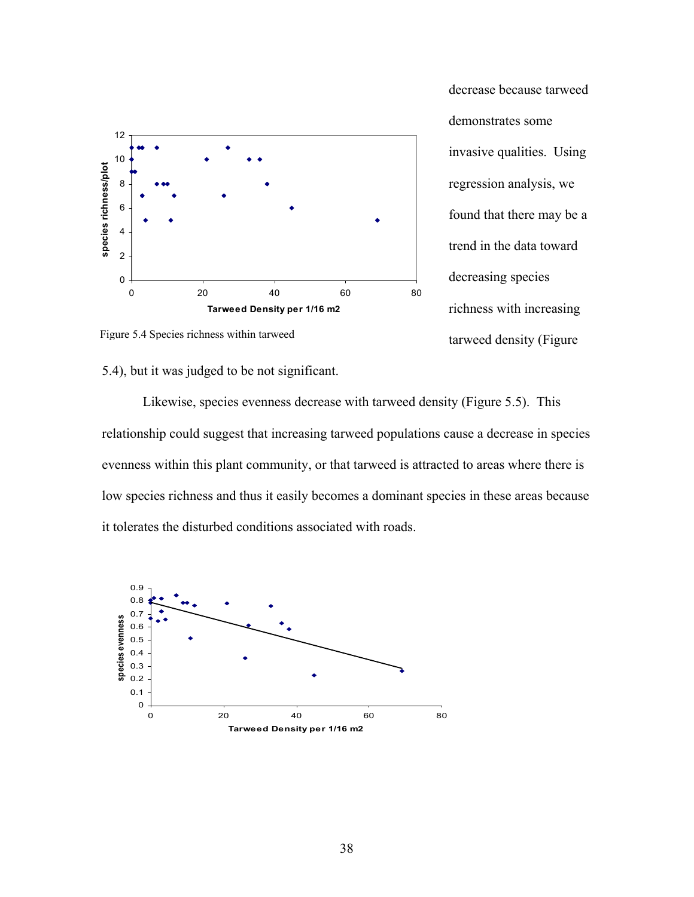decrease because tarweed demonstrates some invasive qualities. Using regression analysis, we found that there may be a trend in the data toward decreasing species richness with increasing tarweed density (Figure 5.4), but it was judged to be not significant.

Figure 5.4 Species richness within tarweed

Likewise, species evenness decrease with tarweed density (Figure 5.5). This relationship could suggest that increasing tarweed populations cause a decrease in species evenness within this plant community, or that tarweed is attracted to areas where there is low species richness and thus it easily becomes a dominant species in these areas because it tolerates the disturbed conditions associated with roads.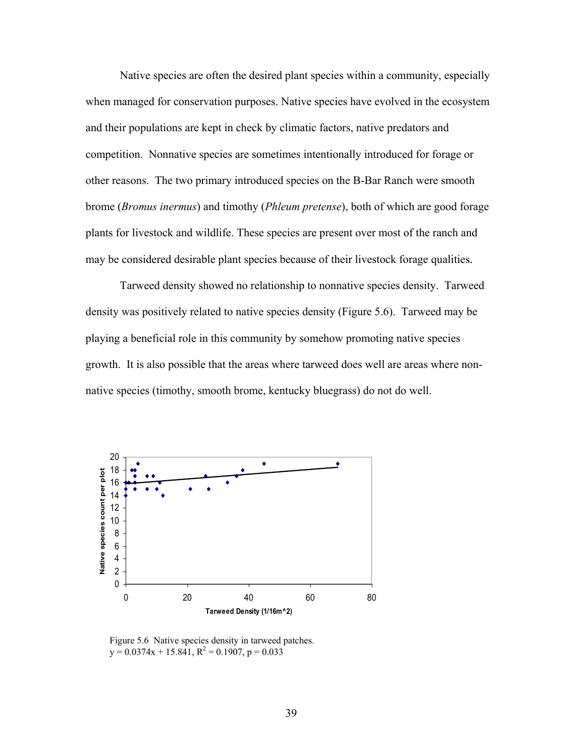Native species are often the desired plant species within a community, especially when managed for conservation purposes. Native species have evolved in the ecosystem and their populations are kept in check by climatic factors, native predators and competition. Nonnative species are sometimes intentionally introduced for forage or other reasons. The two primary introduced species on the B-Bar Ranch were smooth brome (*Bromus inermus*) and timothy (*Phleum pretense*), both of which are good forage plants for livestock and wildlife. These species are present over most of the ranch and may be considered desirable plant species because of their livestock forage qualities.

Tarweed density showed no relationship to nonnative species density. Tarweed density was positively related to native species density (Figure 5.6). Tarweed may be playing a beneficial role in this community by somehow promoting native species growth. It is also possible that the areas where tarweed does well are areas where non-native species (timothy, smooth brome, kentucky bluegrass) do not do well.

Figure 5.6 Native species density in tarweed patches.
$y = 0.0374x + 15.841$, $R^2 = 0.1907$, $p = 0.033$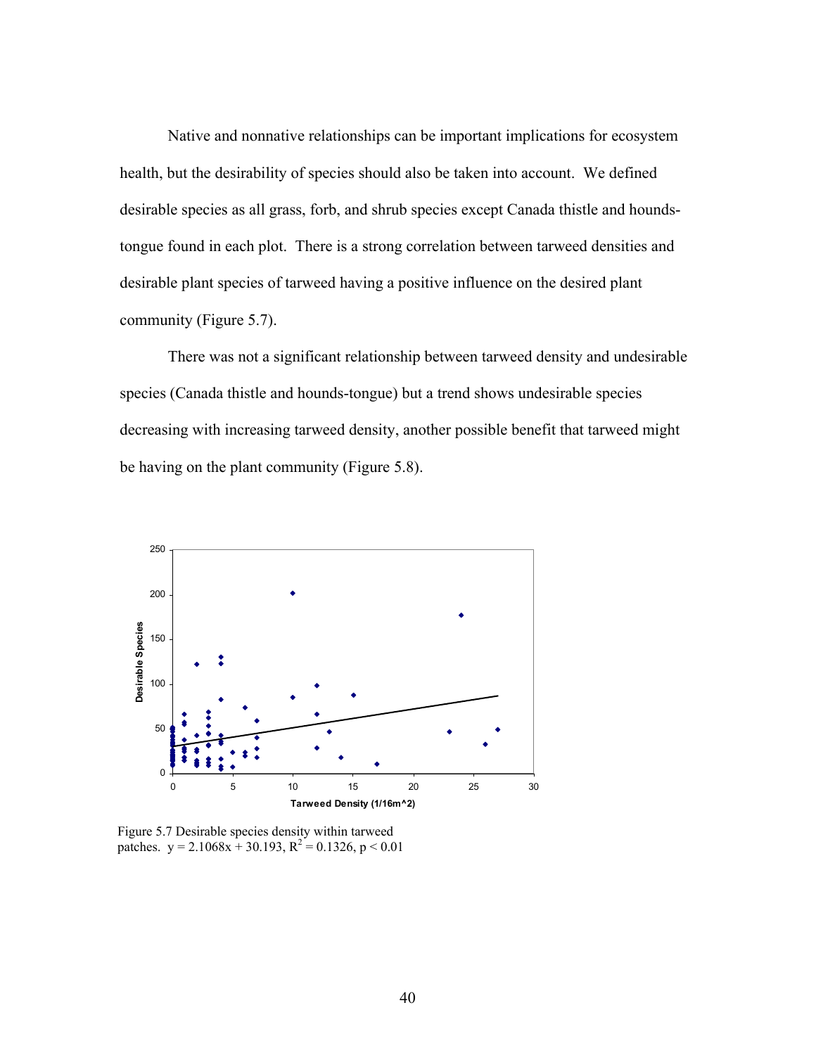Native and nonnative relationships can be important implications for ecosystem health, but the desirability of species should also be taken into account. We defined desirable species as all grass, forb, and shrub species except Canada thistle and hounds-tongue found in each plot. There is a strong correlation between tarweed densities and desirable plant species of tarweed having a positive influence on the desired plant community (Figure 5.7).

There was not a significant relationship between tarweed density and undesirable species (Canada thistle and hounds-tongue) but a trend shows undesirable species decreasing with increasing tarweed density, another possible benefit that tarweed might be having on the plant community (Figure 5.8).

Figure 5.7 Desirable species density within tarweed patches. $y = 2.1068x + 30.193$, $R^2 = 0.1326$, $p < 0.01$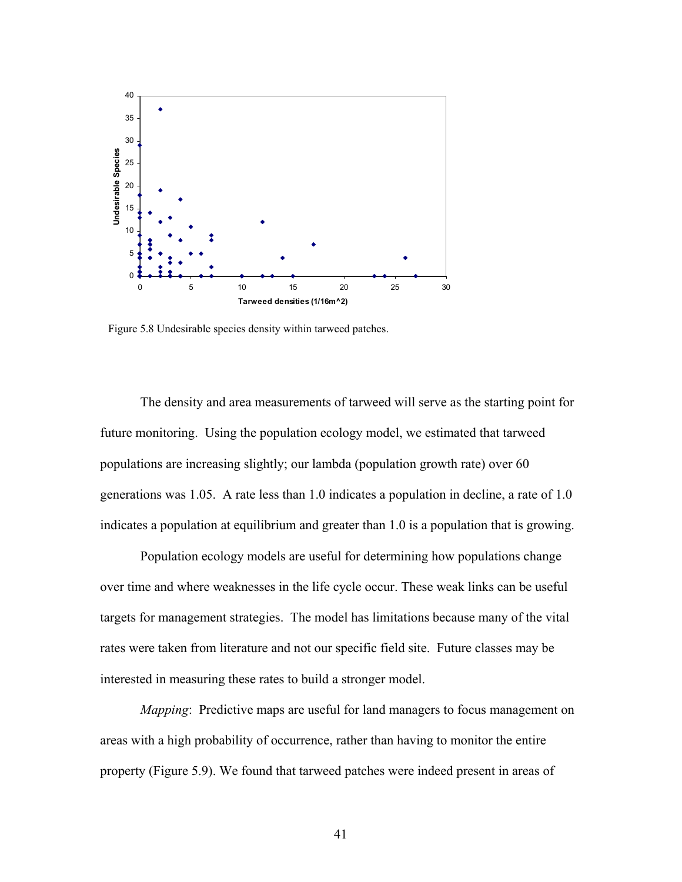Figure 5.8 Undesirable species density within tarweed patches.

The density and area measurements of tarweed will serve as the starting point for future monitoring. Using the population ecology model, we estimated that tarweed populations are increasing slightly; our lambda (population growth rate) over 60 generations was 1.05. A rate less than 1.0 indicates a population in decline, a rate of 1.0 indicates a population at equilibrium and greater than 1.0 is a population that is growing.

Population ecology models are useful for determining how populations change over time and where weaknesses in the life cycle occur. These weak links can be useful targets for management strategies. The model has limitations because many of the vital rates were taken from literature and not our specific field site. Future classes may be interested in measuring these rates to build a stronger model.

*Mapping*: Predictive maps are useful for land managers to focus management on areas with a high probability of occurrence, rather than having to monitor the entire property (Figure 5.9). We found that tarweed patches were indeed present in areas of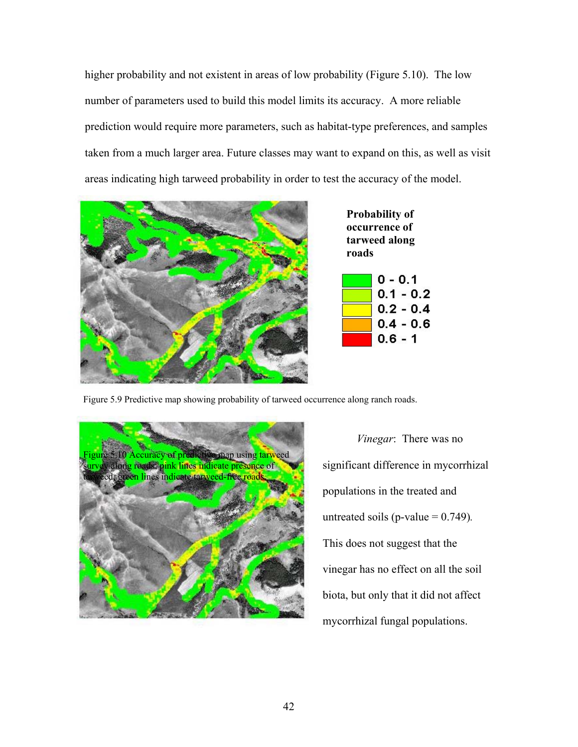higher probability and not existent in areas of low probability (Figure 5.10). The low number of parameters used to build this model limits its accuracy. A more reliable prediction would require more parameters, such as habitat-type preferences, and samples taken from a much larger area. Future classes may want to expand on this, as well as visit areas indicating high tarweed probability in order to test the accuracy of the model.

**Probability of occurrence of tarweed along roads**

0 - 0.1

0.1 - 0.2

0.2 - 0.4

0.4 - 0.6

0.6 - 1

Figure 5.9 Predictive map showing probability of tarweed occurrence along ranch roads.

Figure 5.10 Accuracy of predictive map using tarweed survey along roads; pink lines indicate presence of tarweed, green lines indicate tarweed-free roads.

*Vinegar*: There was no significant difference in mycorrhizal populations in the treated and untreated soils (p-value = 0.749). This does not suggest that the vinegar has no effect on all the soil biota, but only that it did not affect mycorrhizal fungal populations.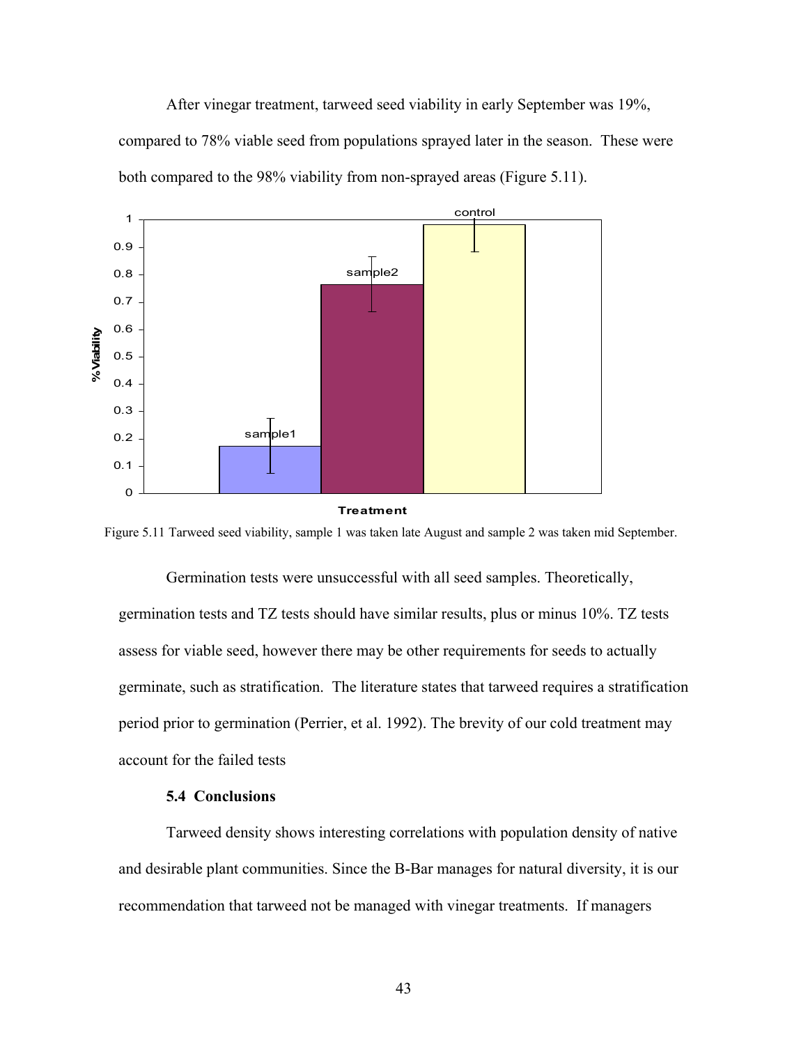After vinegar treatment, tarweed seed viability in early September was 19%, compared to 78% viable seed from populations sprayed later in the season. These were both compared to the 98% viability from non-sprayed areas (Figure 5.11).

Figure 5.11 Tarweed seed viability, sample 1 was taken late August and sample 2 was taken mid September.

Germination tests were unsuccessful with all seed samples. Theoretically, germination tests and TZ tests should have similar results, plus or minus 10%. TZ tests assess for viable seed, however there may be other requirements for seeds to actually germinate, such as stratification. The literature states that tarweed requires a stratification period prior to germination (Perrier, et al. 1992). The brevity of our cold treatment may account for the failed tests

### 5.4 Conclusions

Tarweed density shows interesting correlations with population density of native and desirable plant communities. Since the B-Bar manages for natural diversity, it is our recommendation that tarweed not be managed with vinegar treatments. If managers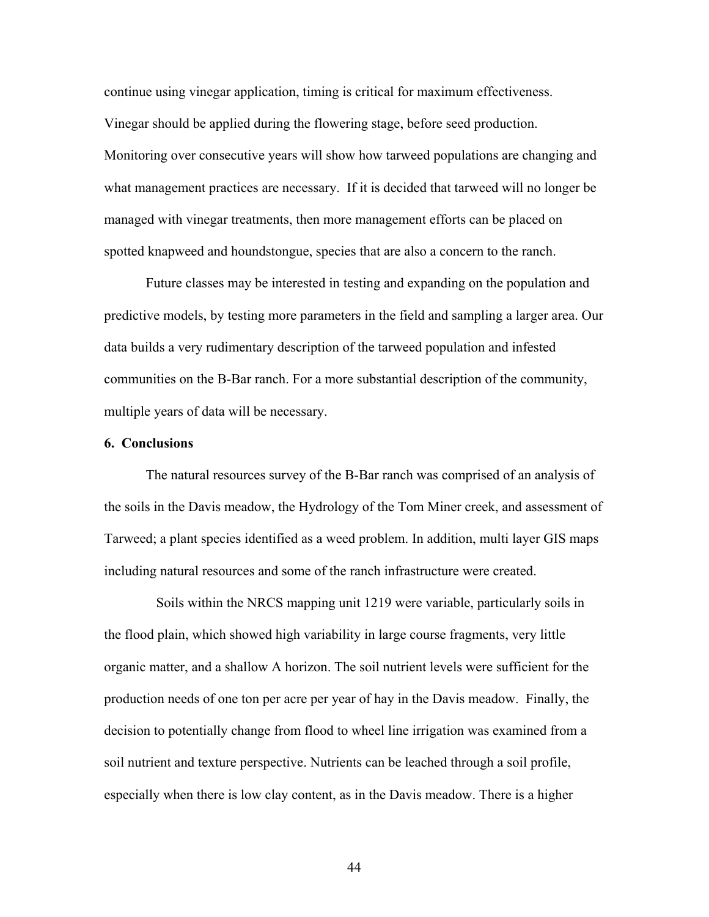continue using vinegar application, timing is critical for maximum effectiveness. Vinegar should be applied during the flowering stage, before seed production. Monitoring over consecutive years will show how tarweed populations are changing and what management practices are necessary. If it is decided that tarweed will no longer be managed with vinegar treatments, then more management efforts can be placed on spotted knapweed and houndstongue, species that are also a concern to the ranch.

Future classes may be interested in testing and expanding on the population and predictive models, by testing more parameters in the field and sampling a larger area. Our data builds a very rudimentary description of the tarweed population and infested communities on the B-Bar ranch. For a more substantial description of the community, multiple years of data will be necessary.

**6. Conclusions**

The natural resources survey of the B-Bar ranch was comprised of an analysis of the soils in the Davis meadow, the Hydrology of the Tom Miner creek, and assessment of Tarweed; a plant species identified as a weed problem. In addition, multi layer GIS maps including natural resources and some of the ranch infrastructure were created.

Soils within the NRCS mapping unit 1219 were variable, particularly soils in the flood plain, which showed high variability in large course fragments, very little organic matter, and a shallow A horizon. The soil nutrient levels were sufficient for the production needs of one ton per acre per year of hay in the Davis meadow. Finally, the decision to potentially change from flood to wheel line irrigation was examined from a soil nutrient and texture perspective. Nutrients can be leached through a soil profile, especially when there is low clay content, as in the Davis meadow. There is a higher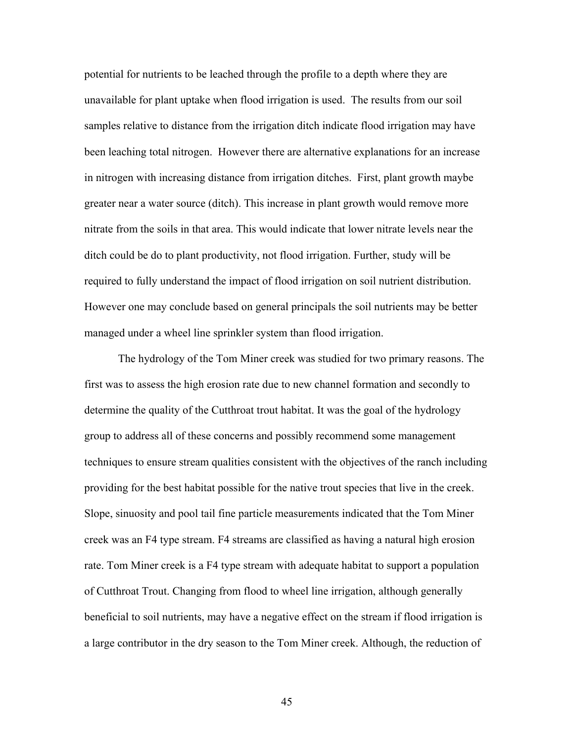potential for nutrients to be leached through the profile to a depth where they are unavailable for plant uptake when flood irrigation is used. The results from our soil samples relative to distance from the irrigation ditch indicate flood irrigation may have been leaching total nitrogen. However there are alternative explanations for an increase in nitrogen with increasing distance from irrigation ditches. First, plant growth maybe greater near a water source (ditch). This increase in plant growth would remove more nitrate from the soils in that area. This would indicate that lower nitrate levels near the ditch could be do to plant productivity, not flood irrigation. Further, study will be required to fully understand the impact of flood irrigation on soil nutrient distribution. However one may conclude based on general principals the soil nutrients may be better managed under a wheel line sprinkler system than flood irrigation.

The hydrology of the Tom Miner creek was studied for two primary reasons. The first was to assess the high erosion rate due to new channel formation and secondly to determine the quality of the Cutthroat trout habitat. It was the goal of the hydrology group to address all of these concerns and possibly recommend some management techniques to ensure stream qualities consistent with the objectives of the ranch including providing for the best habitat possible for the native trout species that live in the creek. Slope, sinuosity and pool tail fine particle measurements indicated that the Tom Miner creek was an F4 type stream. F4 streams are classified as having a natural high erosion rate. Tom Miner creek is a F4 type stream with adequate habitat to support a population of Cutthroat Trout. Changing from flood to wheel line irrigation, although generally beneficial to soil nutrients, may have a negative effect on the stream if flood irrigation is a large contributor in the dry season to the Tom Miner creek. Although, the reduction of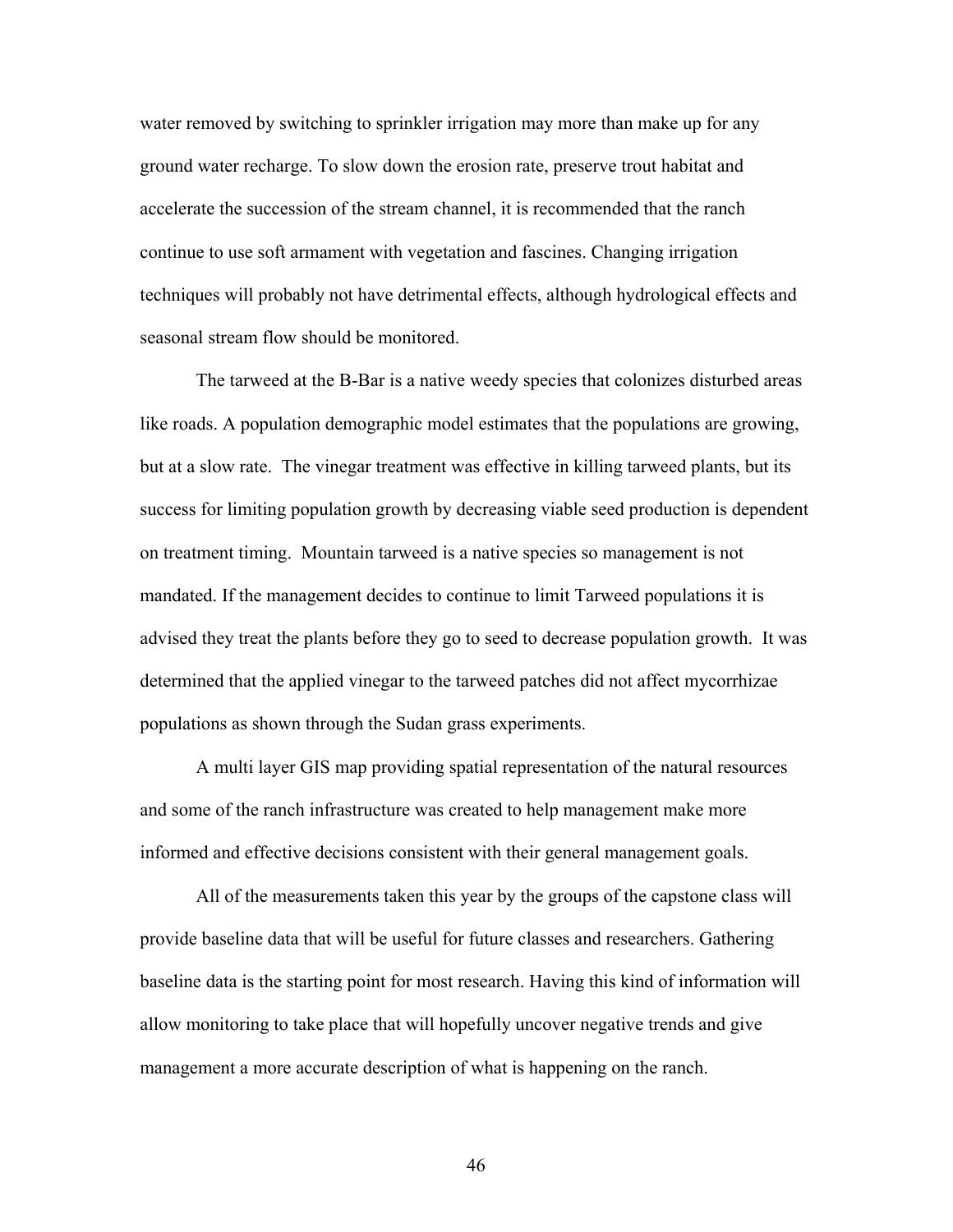water removed by switching to sprinkler irrigation may more than make up for any ground water recharge. To slow down the erosion rate, preserve trout habitat and accelerate the succession of the stream channel, it is recommended that the ranch continue to use soft armament with vegetation and fascines. Changing irrigation techniques will probably not have detrimental effects, although hydrological effects and seasonal stream flow should be monitored.

The tarweed at the B-Bar is a native weedy species that colonizes disturbed areas like roads. A population demographic model estimates that the populations are growing, but at a slow rate. The vinegar treatment was effective in killing tarweed plants, but its success for limiting population growth by decreasing viable seed production is dependent on treatment timing. Mountain tarweed is a native species so management is not mandated. If the management decides to continue to limit Tarweed populations it is advised they treat the plants before they go to seed to decrease population growth. It was determined that the applied vinegar to the tarweed patches did not affect mycorrhizae populations as shown through the Sudan grass experiments.

A multi layer GIS map providing spatial representation of the natural resources and some of the ranch infrastructure was created to help management make more informed and effective decisions consistent with their general management goals.

All of the measurements taken this year by the groups of the capstone class will provide baseline data that will be useful for future classes and researchers. Gathering baseline data is the starting point for most research. Having this kind of information will allow monitoring to take place that will hopefully uncover negative trends and give management a more accurate description of what is happening on the ranch.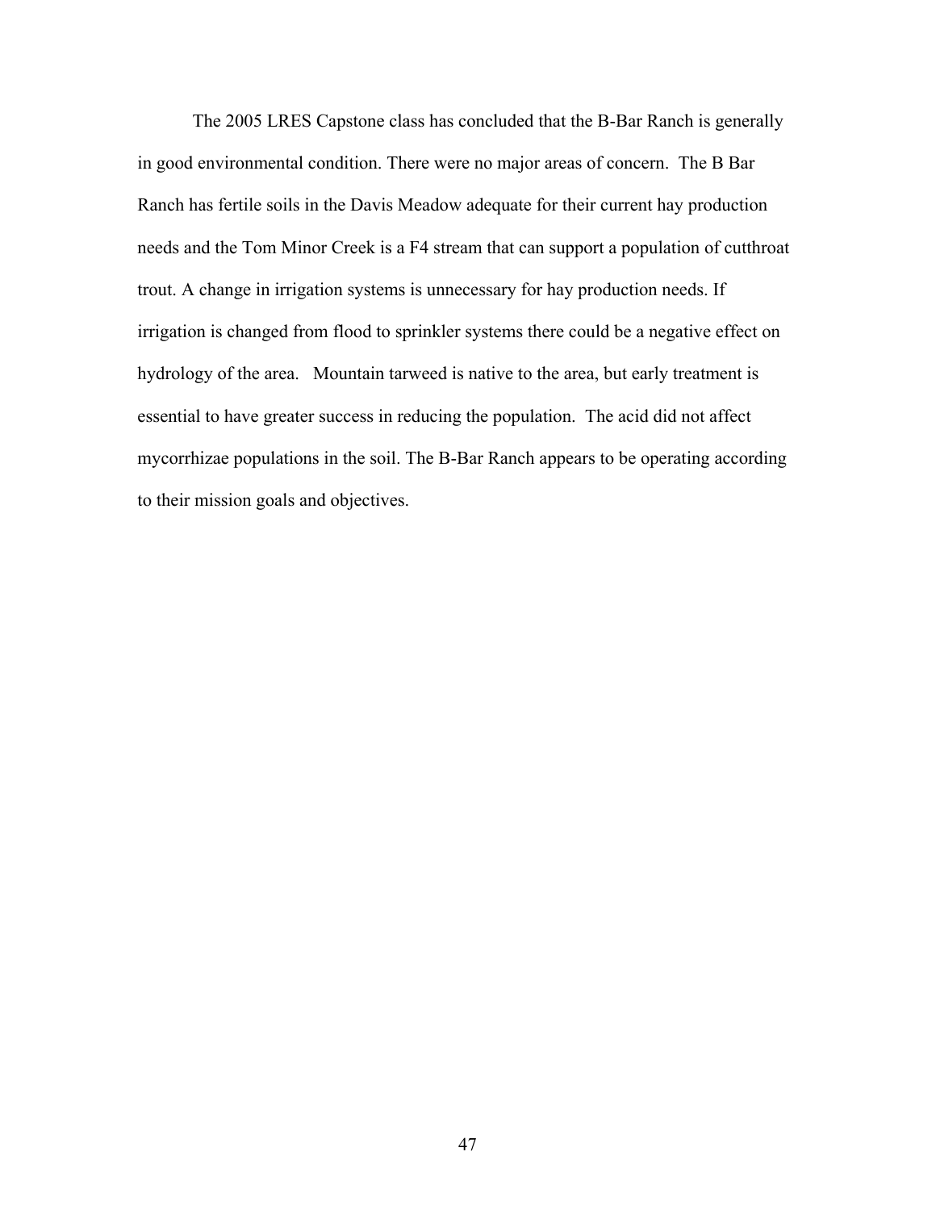The 2005 LRES Capstone class has concluded that the B-Bar Ranch is generally in good environmental condition. There were no major areas of concern. The B Bar Ranch has fertile soils in the Davis Meadow adequate for their current hay production needs and the Tom Minor Creek is a F4 stream that can support a population of cutthroat trout. A change in irrigation systems is unnecessary for hay production needs. If irrigation is changed from flood to sprinkler systems there could be a negative effect on hydrology of the area. Mountain tarweed is native to the area, but early treatment is essential to have greater success in reducing the population. The acid did not affect mycorrhizae populations in the soil. The B-Bar Ranch appears to be operating according to their mission goals and objectives.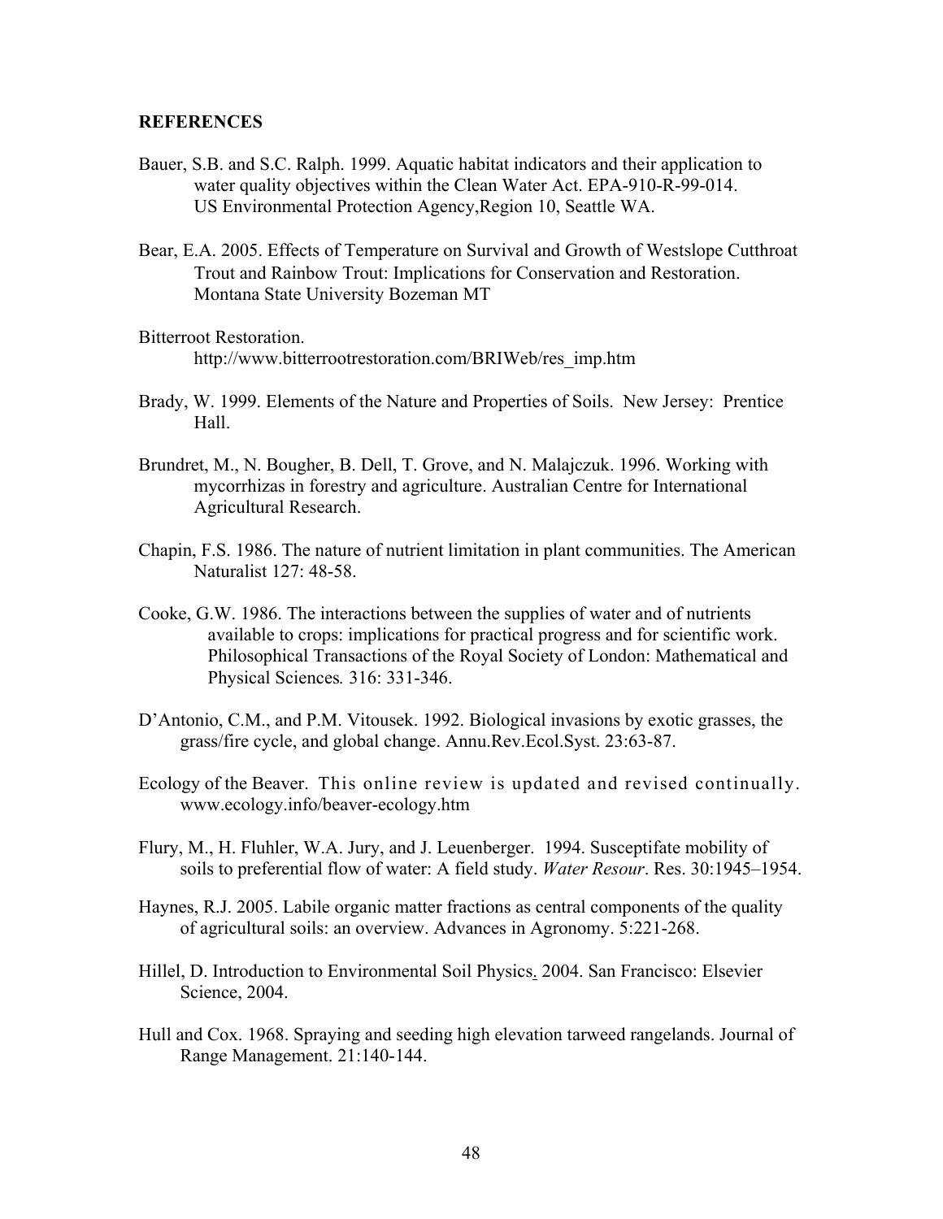**REFERENCES**

Bauer, S.B. and S.C. Ralph. 1999. Aquatic habitat indicators and their application to water quality objectives within the Clean Water Act. EPA-910-R-99-014. US Environmental Protection Agency,Region 10, Seattle WA.

Bear, E.A. 2005. Effects of Temperature on Survival and Growth of Westslope Cutthroat Trout and Rainbow Trout: Implications for Conservation and Restoration. Montana State University Bozeman MT

Bitterroot Restoration. http://www.bitterrootrestoration.com/BRIWeb/res_imp.htm

Brady, W. 1999. Elements of the Nature and Properties of Soils. New Jersey: Prentice Hall.

Brundret, M., N. Bougher, B. Dell, T. Grove, and N. Malajczuk. 1996. Working with mycorrhizas in forestry and agriculture. Australian Centre for International Agricultural Research.

Chapin, F.S. 1986. The nature of nutrient limitation in plant communities. The American Naturalist 127: 48-58.

Cooke, G.W. 1986. The interactions between the supplies of water and of nutrients available to crops: implications for practical progress and for scientific work. Philosophical Transactions of the Royal Society of London: Mathematical and Physical Sciences*.* 316: 331-346.

D'Antonio, C.M., and P.M. Vitousek. 1992. Biological invasions by exotic grasses, the grass/fire cycle, and global change. Annu.Rev.Ecol.Syst. 23:63-87.

Ecology of the Beaver. This online review is updated and revised continually. www.ecology.info/beaver-ecology.htm

Flury, M., H. Fluhler, W.A. Jury, and J. Leuenberger. 1994. Susceptifate mobility of soils to preferential flow of water: A field study. *Water Resour*. Res. 30:1945–1954.

Haynes, R.J. 2005. Labile organic matter fractions as central components of the quality of agricultural soils: an overview. Advances in Agronomy. 5:221-268.

Hillel, D. Introduction to Environmental Soil Physics. 2004. San Francisco: Elsevier Science, 2004.

Hull and Cox. 1968. Spraying and seeding high elevation tarweed rangelands. Journal of Range Management. 21:140-144.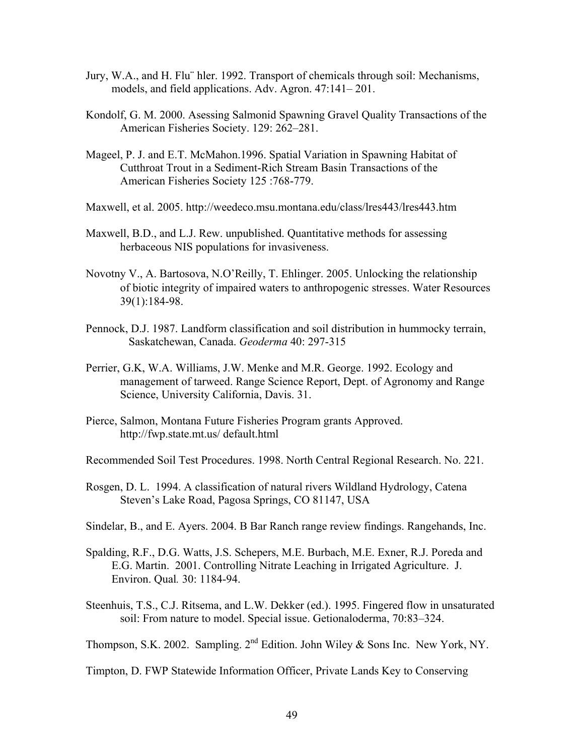Jury, W.A., and H. Flu¨ hler. 1992. Transport of chemicals through soil: Mechanisms, models, and field applications. Adv. Agron. 47:141– 201.

Kondolf, G. M. 2000. Asessing Salmonid Spawning Gravel Quality Transactions of the American Fisheries Society. 129: 262–281.

Mageel, P. J. and E.T. McMahon.1996. Spatial Variation in Spawning Habitat of Cutthroat Trout in a Sediment-Rich Stream Basin Transactions of the American Fisheries Society 125 :768-779.

Maxwell, et al. 2005. http://weedeco.msu.montana.edu/class/lres443/lres443.htm

Maxwell, B.D., and L.J. Rew. unpublished. Quantitative methods for assessing herbaceous NIS populations for invasiveness.

Novotny V., A. Bartosova, N.O'Reilly, T. Ehlinger. 2005. Unlocking the relationship of biotic integrity of impaired waters to anthropogenic stresses. Water Resources 39(1):184-98.

Pennock, D.J. 1987. Landform classification and soil distribution in hummocky terrain, Saskatchewan, Canada. *Geoderma* 40: 297-315

Perrier, G.K, W.A. Williams, J.W. Menke and M.R. George. 1992. Ecology and management of tarweed. Range Science Report, Dept. of Agronomy and Range Science, University California, Davis. 31.

Pierce, Salmon, Montana Future Fisheries Program grants Approved. http://fwp.state.mt.us/ default.html

Recommended Soil Test Procedures. 1998. North Central Regional Research. No. 221.

Rosgen, D. L. 1994. A classification of natural rivers Wildland Hydrology, Catena Steven's Lake Road, Pagosa Springs, CO 81147, USA

Sindelar, B., and E. Ayers. 2004. B Bar Ranch range review findings. Rangehands, Inc.

Spalding, R.F., D.G. Watts, J.S. Schepers, M.E. Burbach, M.E. Exner, R.J. Poreda and E.G. Martin. 2001. Controlling Nitrate Leaching in Irrigated Agriculture. J. Environ. Qual*.* 30: 1184-94.

Steenhuis, T.S., C.J. Ritsema, and L.W. Dekker (ed.). 1995. Fingered flow in unsaturated soil: From nature to model. Special issue. Getionaloderma, 70:83–324.

Thompson, S.K. 2002. Sampling. 2nd Edition. John Wiley & Sons Inc. New York, NY.

Timpton, D. FWP Statewide Information Officer, Private Lands Key to Conserving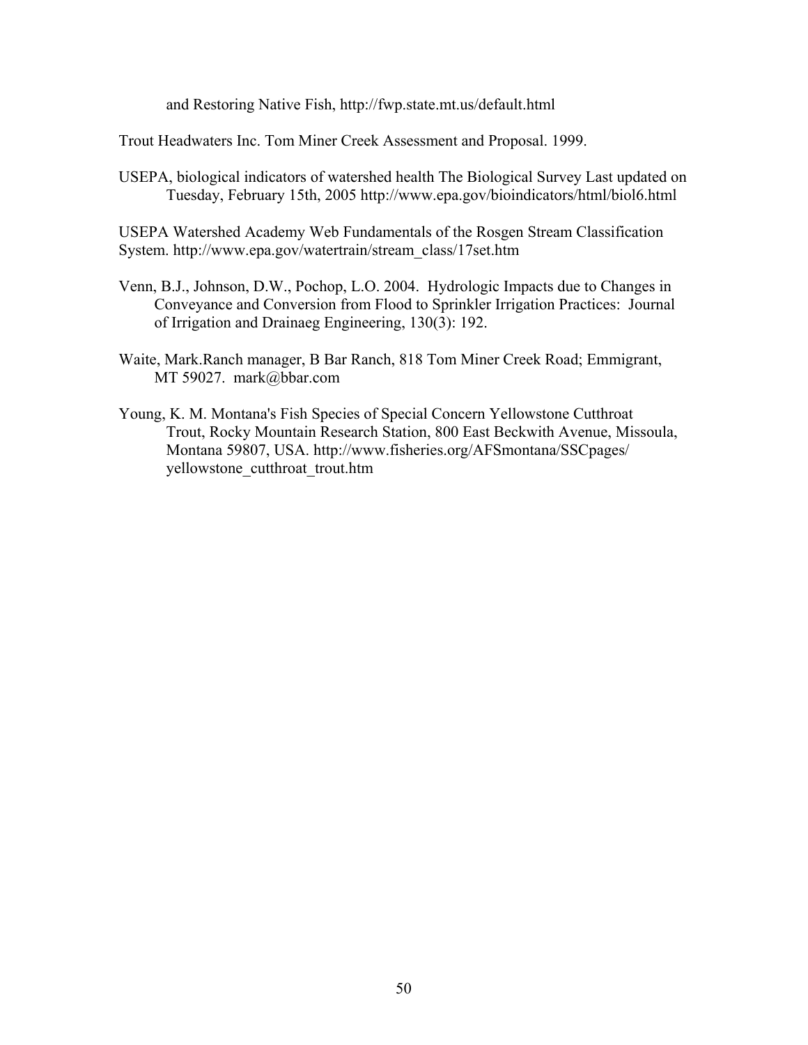and Restoring Native Fish, http://fwp.state.mt.us/default.html

Trout Headwaters Inc. Tom Miner Creek Assessment and Proposal. 1999.

USEPA, biological indicators of watershed health The Biological Survey Last updated on Tuesday, February 15th, 2005 http://www.epa.gov/bioindicators/html/biol6.html

USEPA Watershed Academy Web Fundamentals of the Rosgen Stream Classification System. http://www.epa.gov/watertrain/stream_class/17set.htm

Venn, B.J., Johnson, D.W., Pochop, L.O. 2004. Hydrologic Impacts due to Changes in Conveyance and Conversion from Flood to Sprinkler Irrigation Practices: Journal of Irrigation and Drainaeg Engineering, 130(3): 192.

Waite, Mark.Ranch manager, B Bar Ranch, 818 Tom Miner Creek Road; Emmigrant, MT 59027. mark@bbar.com

Young, K. M. Montana's Fish Species of Special Concern Yellowstone Cutthroat Trout, Rocky Mountain Research Station, 800 East Beckwith Avenue, Missoula, Montana 59807, USA. http://www.fisheries.org/AFSmontana/SSCpages/yellowstone_cutthroat_trout.htm